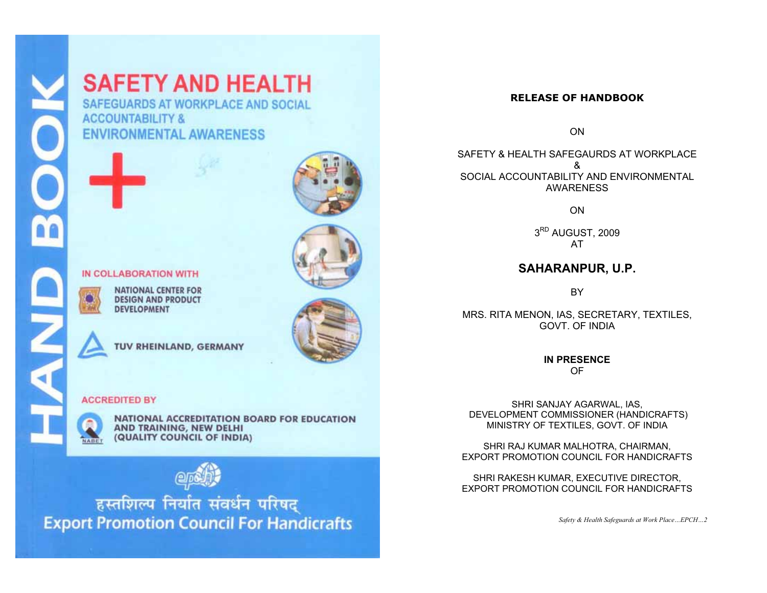# HAND BOOK

# SAFETY AND HEALTH

## SAFEGUARDS AT WORKPLACE AND SOCIAL ACCOUNTABILITY & ENVIRONMENTAL AWARENESS

**IN COLLABORATION WITH**

NATIONAL CENTER FOR DESIGN AND PRODUCT DEVELOPMENT

TUV RHEINLAND, GERMANY

**ACCREDITED BY**

NATIONAL ACCREDITATION BOARD FOR EDUCATION AND TRAINING, NEW DELHI (QUALITY COUNCIL OF INDIA)

हस्तशिल्प निर्यात संवर्धन परिषद्

Export Promotion Council For Handicrafts

**RELEASE OF HANDBOOK**

ON

SAFETY & HEALTH SAFEGAURDS AT WORKPLACE
&
SOCIAL ACCOUNTABILITY AND ENVIRONMENTAL AWARENESS

ON

3RD AUGUST, 2009
AT

**SAHARANPUR, U.P.**

BY

MRS. RITA MENON, IAS, SECRETARY, TEXTILES, GOVT. OF INDIA

**IN PRESENCE**
OF

SHRI SANJAY AGARWAL, IAS,
DEVELOPMENT COMMISSIONER (HANDICRAFTS)
MINISTRY OF TEXTILES, GOVT. OF INDIA

SHRI RAJ KUMAR MALHOTRA, CHAIRMAN,
EXPORT PROMOTION COUNCIL FOR HANDICRAFTS

SHRI RAKESH KUMAR, EXECUTIVE DIRECTOR,
EXPORT PROMOTION COUNCIL FOR HANDICRAFTS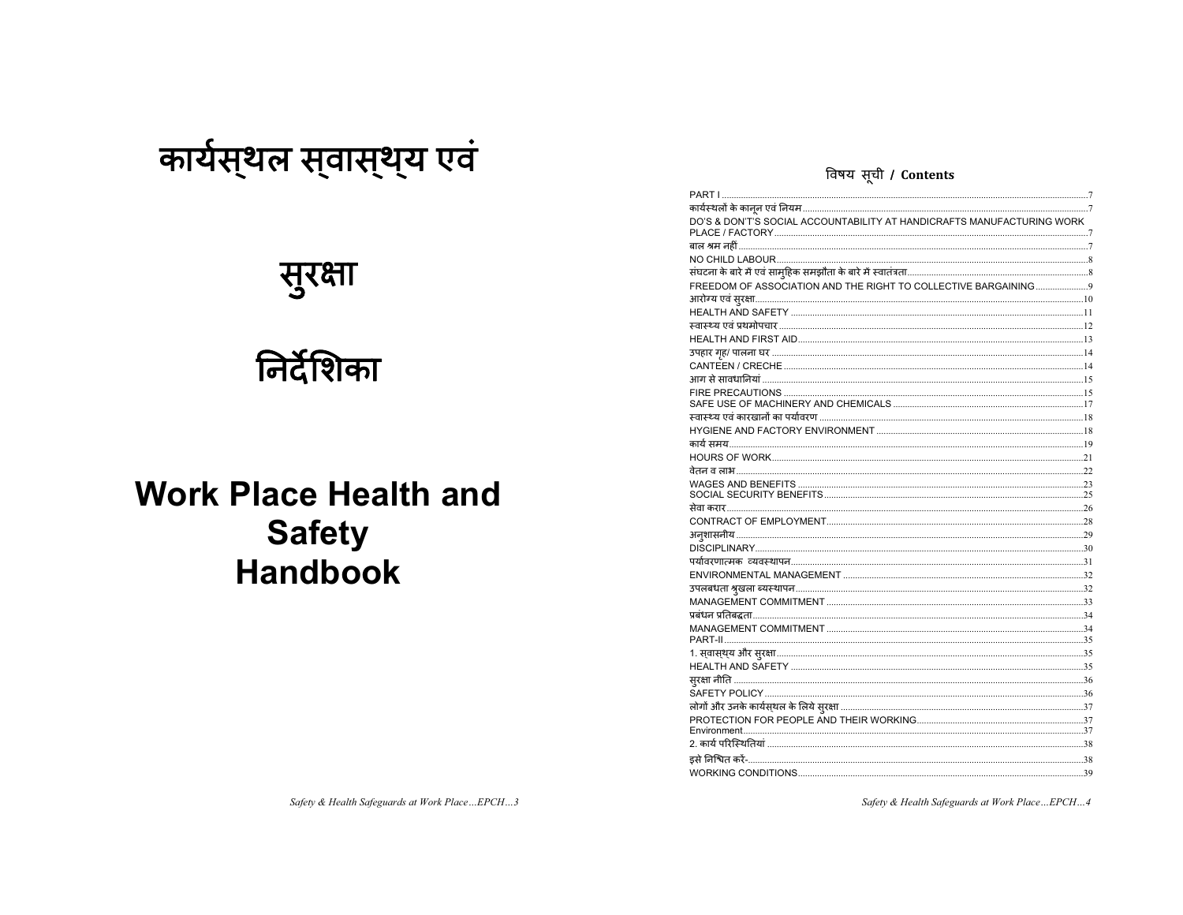# कार्यस्थल स्वास्थ्य एवं

# सुरक्षा

# निर्देशिका

# Work Place Health and Safety Handbook

## विषय सूची / Contents

| | |
|---|---|
| PART I | 7 |
| कार्यस्थलों के कानून एवं नियम | 7 |
| DO'S & DON'T'S SOCIAL ACCOUNTABILITY AT HANDICRAFTS MANUFACTURING WORK PLACE / FACTORY | 7 |
| बाल श्रम नहीं | 7 |
| NO CHILD LABOUR | 8 |
| संघटना के बारे में एवं सामुहिक समझौता के बारे में स्वातंत्रता | 8 |
| FREEDOM OF ASSOCIATION AND THE RIGHT TO COLLECTIVE BARGAINING | 9 |
| आरोग्य एवं सुरक्षा | 10 |
| HEALTH AND SAFETY | 11 |
| स्वास्थ्य एवं प्रथमोपचार | 12 |
| HEALTH AND FIRST AID | 13 |
| उपहार गृह/ पालना घर | 14 |
| CANTEEN / CRECHE | 14 |
| आग से सावधानियां | 15 |
| FIRE PRECAUTIONS | 15 |
| SAFE USE OF MACHINERY AND CHEMICALS | 17 |
| स्वास्थ्य एवं कारखानों का पर्यावरण | 18 |
| HYGIENE AND FACTORY ENVIRONMENT | 18 |
| कार्य समय | 19 |
| HOURS OF WORK | 21 |
| वेतन व लाभ | 22 |
| WAGES AND BENEFITS | 23 |
| SOCIAL SECURITY BENEFITS | 25 |
| सेवा करार | 26 |
| CONTRACT OF EMPLOYMENT | 28 |
| अनुशासनीय | 29 |
| DISCIPLINARY | 30 |
| पर्यावरणात्मक व्यवस्थापन | 31 |
| ENVIRONMENTAL MANAGEMENT | 32 |
| उपलबधता श्रुखला ब्यस्थापन | 32 |
| MANAGEMENT COMMITMENT | 33 |
| प्रबंधन प्रतिबद्धता | 34 |
| MANAGEMENT COMMITMENT | 34 |
| PART-II | 35 |
| 1. स्वास्थ्य और सुरक्षा | 35 |
| HEALTH AND SAFETY | 35 |
| सुरक्षा नीति | 36 |
| SAFETY POLICY | 36 |
| लोगों और उनके कार्यस्थल के लिये सुरक्षा | 37 |
| PROTECTION FOR PEOPLE AND THEIR WORKING | 37 |
| Environment | 37 |
| 2. कार्य परिस्थितियां | 38 |
| इसे निश्चित करें- | 38 |
| WORKING CONDITIONS | 39 |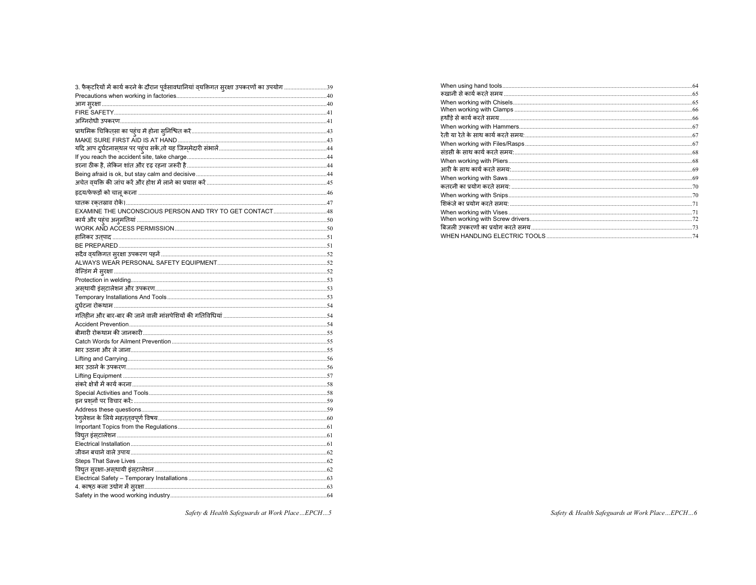3. फैक्टरियों में कार्य करने के दौरान पूर्वसावधानियां व्यक्तिगत सुरक्षा उपकरणों का उपयोग ....39
Precautions when working in factories ....40
आग सुरक्षा ....40
FIRE SAFETY ....41
अग्निरोधी उपकरण ....41
प्राथमिक चिकित्सा का पहुंच में होना सुनिश्चित करें ....43
MAKE SURE FIRST AID IS AT HAND ....43
यदि आप दुर्घटनास्थल पर पहुंच सकें,तो यह जिम्मेदारी संभालें ....44
If you reach the accident site, take charge ....44
डरना ठीक है, लेकिन शांत और दृढ़ रहना जरूरी है ....44
Being afraid is ok, but stay calm and decisive ....44
अचेत व्यक्ति की जांच करें और होश में लाने का प्रयास करें ....45
हृदय/फेफड़ों को चालू करना ....46
घातक रक्तस्राव रोकें। ....47
EXAMINE THE UNCONSCIOUS PERSON AND TRY TO GET CONTACT ....48
कार्य और पहुंच अनुमतियां ....50
WORK AND ACCESS PERMISSION ....50
हानिकर उत्पाद ....51
BE PREPARED ....51
सदैव व्यक्तिगत सुरक्षा उपकरण पहनें ....52
ALWAYS WEAR PERSONAL SAFETY EQUIPMENT ....52
वेल्डिंग में सुरक्षा ....52
Protection in welding ....53
अस्थायी इंस्टालेशन और उपकरण ....53
Temporary Installations And Tools ....53
दुर्घटना रोकथाम ....54
गतिहीन और बार-बार की जाने वाली मांसपेशियों की गतिविधियां ....54
Accident Prevention ....54
बीमारी रोकथाम की जानकारी ....55
Catch Words for Ailment Prevention ....55
भार उठाना और ले जाना ....55
Lifting and Carrying ....56
भार उठाने के उपकरण ....56
Lifting Equipment ....57
संकरे क्षेत्रों में कार्य करना ....58
Special Activities and Tools ....58
इन प्रश्नों पर विचार करें: ....59
Address these questions ....59
रेगुलेशन के लिये महत्त्वपूर्ण विषय ....60
Important Topics from the Regulations ....61
विद्युत इंस्टालेशन ....61
Electrical Installation ....61
जीवन बचाने वाले उपाय ....62
Steps That Save Lives ....62
विद्युत सुरक्षा-अस्थायी इंस्टालेशन ....62
Electrical Safety – Temporary Installations ....63
4. काष्ठ कला उद्योग में सुरक्षा ....63
Safety in the wood working industry ....64
When using hand tools ....64
रुखानी से कार्य करते समय ....65
When working with Chisels ....65
When working with Clamps ....66
हथौड़े से कार्य करते समय ....66
When working with Hammers ....67
रेती या रेते के साथ कार्य करते समय: ....67
When working with Files/Rasps ....67
संडसी के साथ कार्य करते समय: ....68
When working with Pliers ....68
आरी के साथ कार्य करते समय: ....69
When working with Saws ....69
कतरनी का प्रयोग करते समय: ....70
When working with Snips ....70
शिकंजे का प्रयोग करते समय: ....71
When working with Vises ....71
When working with Screw drivers ....72
बिजली उपकरणों का प्रयोग करते समय ....73
WHEN HANDLING ELECTRIC TOOLS ....74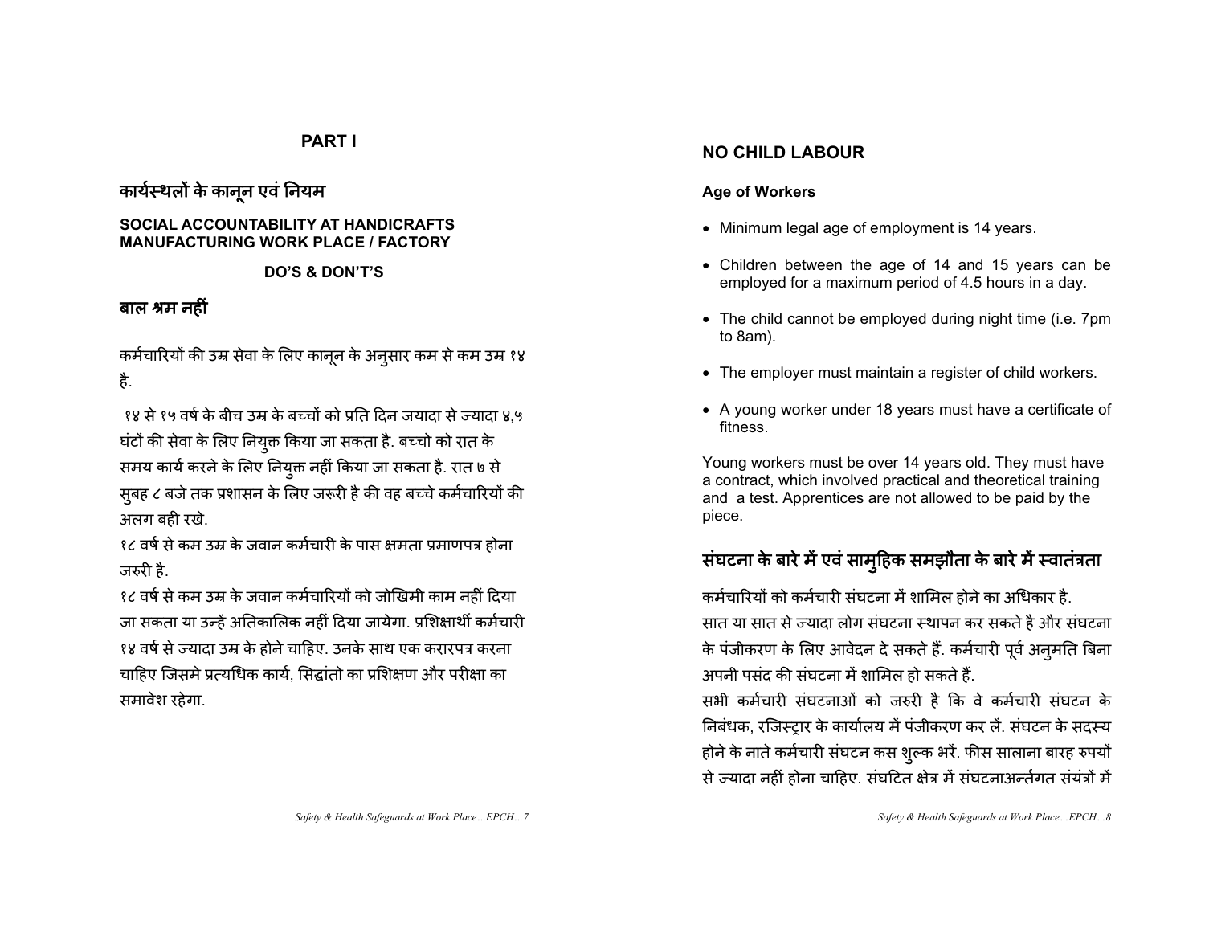**PART I**

## कार्यस्थलों के कानून एवं नियम

### SOCIAL ACCOUNTABILITY AT HANDICRAFTS MANUFACTURING WORK PLACE / FACTORY

**DO'S & DON'T'S**

## बाल श्रम नहीं

कर्मचारियों की उम्र सेवा के लिए कानून के अनुसार कम से कम उम्र १४ है.

१४ से १५ वर्ष के बीच उम्र के बच्चों को प्रति दिन जयादा से ज्यादा ४,५ घंटों की सेवा के लिए नियुक्त किया जा सकता है. बच्चो को रात के समय कार्य करने के लिए नियुक्त नहीं किया जा सकता है. रात ७ से सुबह ८ बजे तक प्रशासन के लिए जरूरी है की वह बच्चे कर्मचारियों की अलग बही रखे.

१८ वर्ष से कम उम्र के जवान कर्मचारी के पास क्षमता प्रमाणपत्र होना जरुरी है.

१८ वर्ष से कम उम्र के जवान कर्मचारियों को जोखिमी काम नहीं दिया जा सकता या उन्हें अतिकालिक नहीं दिया जायेगा. प्रशिक्षार्थी कर्मचारी १४ वर्ष से ज्यादा उम्र के होने चाहिए. उनके साथ एक करारपत्र करना चाहिए जिसमे प्रत्यधिक कार्य, सिद्धांतो का प्रशिक्षण और परीक्षा का समावेश रहेगा.

## NO CHILD LABOUR

### Age of Workers

- Minimum legal age of employment is 14 years.
- Children between the age of 14 and 15 years can be employed for a maximum period of 4.5 hours in a day.
- The child cannot be employed during night time (i.e. 7pm to 8am).
- The employer must maintain a register of child workers.
- A young worker under 18 years must have a certificate of fitness.

Young workers must be over 14 years old. They must have a contract, which involved practical and theoretical training and a test. Apprentices are not allowed to be paid by the piece.

## संघटना के बारे में एवं सामुहिक समझौता के बारे में स्वातंत्रता

कर्मचारियों को कर्मचारी संघटना में शामिल होने का अधिकार है.

सात या सात से ज्यादा लोग संघटना स्थापन कर सकते है और संघटना के पंजीकरण के लिए आवेदन दे सकते हैं. कर्मचारी पूर्व अनुमति बिना अपनी पसंद की संघटना में शामिल हो सकते हैं.

सभी कर्मचारी संघटनाओं को जरुरी है कि वे कर्मचारी संघटन के निबंधक, रजिस्ट्रार के कार्यालय में पंजीकरण कर लें. संघटन के सदस्य होने के नाते कर्मचारी संघटन कस शुल्क भरें. फीस सालाना बारह रुपयों से ज्यादा नहीं होना चाहिए. संघटित क्षेत्र में संघटनाअन्र्तगत संयंत्रों में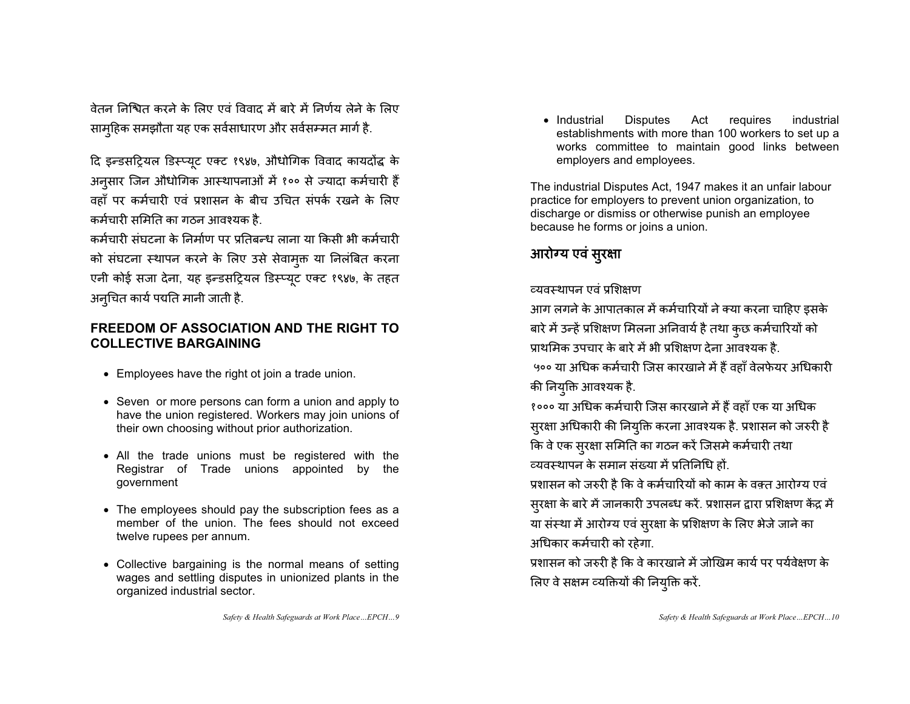वेतन निश्चित करने के लिए एवं विवाद में बारे में निर्णय लेने के लिए सामुहिक समझौता यह एक सर्वसाधारण और सर्वसम्मत मार्ग है.

दि इन्डसट्रियल डिस्प्यूट एक्ट १९४७, औधोगिक विवाद कायदोंद्व के अनुसार जिन औधोगिक आस्थापनाओं में १०० से ज्यादा कर्मचारी हैं वहाँ पर कर्मचारी एवं प्रशासन के बीच उचित संपर्क रखने के लिए कर्मचारी समिति का गठन आवश्यक है.

कर्मचारी संघटना के निर्माण पर प्रतिबन्ध लाना या किसी भी कर्मचारी को संघटना स्थापन करने के लिए उसे सेवामुक्त या निलंबित करना एनी कोई सजा देना, यह इन्डसट्रियल डिस्प्यूट एक्ट १९४७, के तहत अनुचित कार्य पद्यति मानी जाती है.

## FREEDOM OF ASSOCIATION AND THE RIGHT TO COLLECTIVE BARGAINING

- Employees have the right ot join a trade union.
- Seven or more persons can form a union and apply to have the union registered. Workers may join unions of their own choosing without prior authorization.
- All the trade unions must be registered with the Registrar of Trade unions appointed by the government
- The employees should pay the subscription fees as a member of the union. The fees should not exceed twelve rupees per annum.
- Collective bargaining is the normal means of setting wages and settling disputes in unionized plants in the organized industrial sector.
- Industrial Disputes Act requires industrial establishments with more than 100 workers to set up a works committee to maintain good links between employers and employees.

The industrial Disputes Act, 1947 makes it an unfair labour practice for employers to prevent union organization, to discharge or dismiss or otherwise punish an employee because he forms or joins a union.

## आरोग्य एवं सुरक्षा

व्यवस्थापन एवं प्रशिक्षण

आग लगने के आपातकाल में कर्मचारियों ने क्या करना चाहिए इसके बारे में उन्हें प्रशिक्षण मिलना अनिवार्य है तथा कुछ कर्मचारियों को प्राथमिक उपचार के बारे में भी प्रशिक्षण देना आवश्यक है.

५०० या अधिक कर्मचारी जिस कारखाने में हैं वहाँ वेलफेयर अधिकारी की नियुक्ति आवश्यक है.

१००० या अधिक कर्मचारी जिस कारखाने में हैं वहाँ एक या अधिक सुरक्षा अधिकारी की नियुक्ति करना आवश्यक है. प्रशासन को जरुरी है कि वे एक सुरक्षा समिति का गठन करें जिसमे कर्मचारी तथा व्यवस्थापन के समान संख्या में प्रतिनिधि हों.

प्रशासन को जरुरी है कि वे कर्मचारियों को काम के वक़्त आरोग्य एवं सुरक्षा के बारे में जानकारी उपलब्ध करें. प्रशासन द्वारा प्रशिक्षण केंद्र में या संस्था में आरोग्य एवं सुरक्षा के प्रशिक्षण के लिए भेजे जाने का अधिकार कर्मचारी को रहेगा.

प्रशासन को जरुरी है कि वे कारखाने में जोखिम कार्य पर पर्यवेक्षण के लिए वे सक्षम व्यक्तियों की नियुक्ति करें.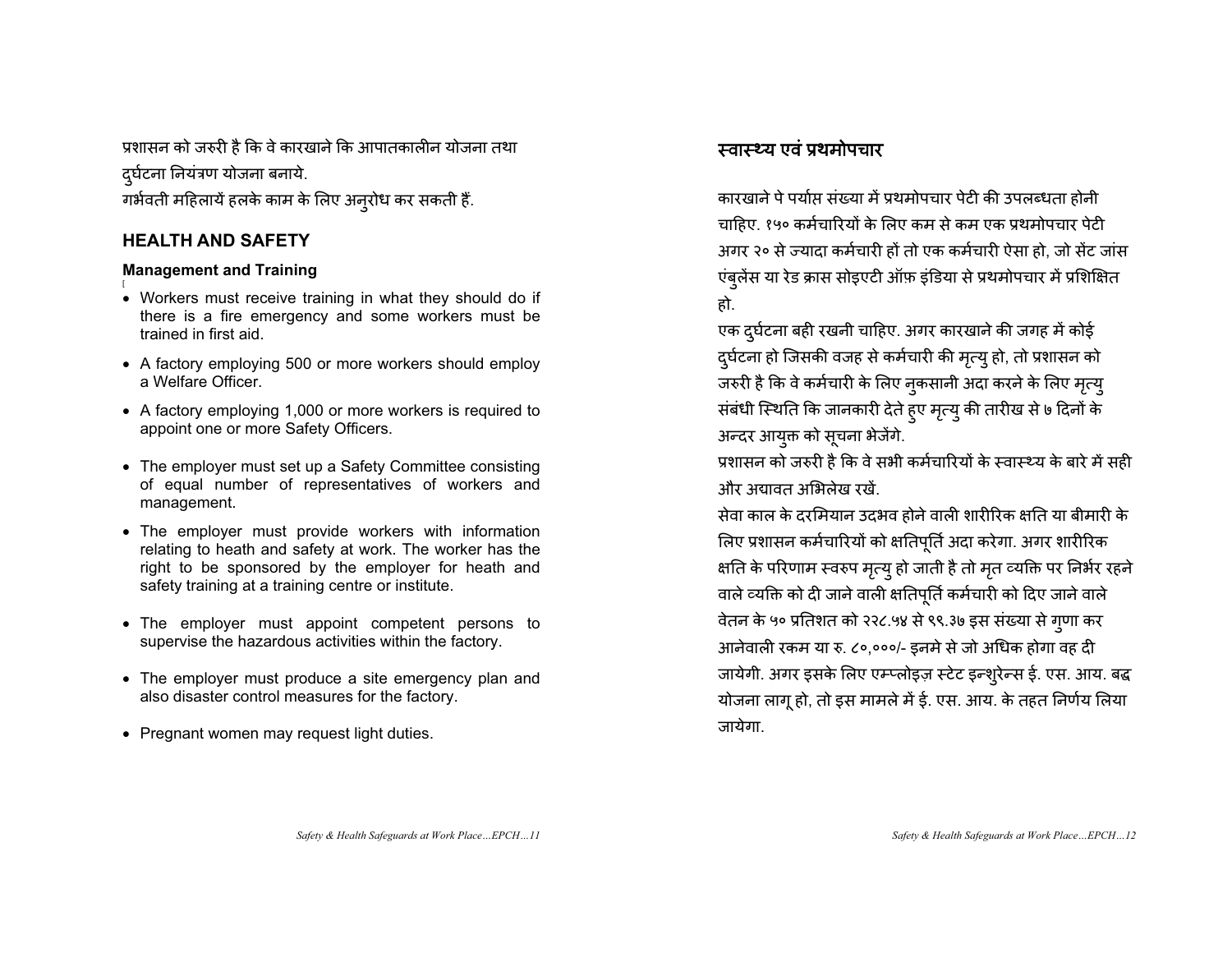प्रशासन को जरुरी है कि वे कारखाने कि आपातकालीन योजना तथा दुर्घटना नियंत्रण योजना बनाये.

गर्भवती महिलायें हलके काम के लिए अनुरोध कर सकती हैं.

## HEALTH AND SAFETY

### Management and Training

- Workers must receive training in what they should do if there is a fire emergency and some workers must be trained in first aid.
- A factory employing 500 or more workers should employ a Welfare Officer.
- A factory employing 1,000 or more workers is required to appoint one or more Safety Officers.
- The employer must set up a Safety Committee consisting of equal number of representatives of workers and management.
- The employer must provide workers with information relating to heath and safety at work. The worker has the right to be sponsored by the employer for heath and safety training at a training centre or institute.
- The employer must appoint competent persons to supervise the hazardous activities within the factory.
- The employer must produce a site emergency plan and also disaster control measures for the factory.
- Pregnant women may request light duties.

## स्वास्थ्य एवं प्रथमोपचार

कारखाने पे पर्याप्त संख्या में प्रथमोपचार पेटी की उपलब्धता होनी चाहिए. १५० कर्मचारियों के लिए कम से कम एक प्रथमोपचार पेटी अगर २० से ज्यादा कर्मचारी हों तो एक कर्मचारी ऐसा हो, जो सेंट जांस एंबुलेंस या रेड क्रास सोइएटी ऑफ़ इंडिया से प्रथमोपचार में प्रशिक्षित हो.

एक दुर्घटना बही रखनी चाहिए. अगर कारखाने की जगह में कोई दुर्घटना हो जिसकी वजह से कर्मचारी की मृत्यु हो, तो प्रशासन को जरुरी है कि वे कर्मचारी के लिए नुकसानी अदा करने के लिए मृत्यु संबंधी स्थिति कि जानकारी देते हुए मृत्यु की तारीख से ७ दिनों के अन्दर आयुक्त को सूचना भेजेंगे.

प्रशासन को जरुरी है कि वे सभी कर्मचारियों के स्वास्थ्य के बारे में सही और अद्यावत अभिलेख रखें.

सेवा काल के दरमियान उदभव होने वाली शारीरिक क्षति या बीमारी के लिए प्रशासन कर्मचारियों को क्षतिपूर्ति अदा करेगा. अगर शारीरिक क्षति के परिणाम स्वरुप मृत्यु हो जाती है तो मृत व्यक्ति पर निर्भर रहने वाले व्यक्ति को दी जाने वाली क्षतिपूर्ति कर्मचारी को दिए जाने वाले वेतन के ५० प्रतिशत को २२८.५४ से ९९.३७ इस संख्या से गुणा कर आनेवाली रकम या रु. ८०,०००/- इनमे से जो अधिक होगा वह दी जायेगी. अगर इसके लिए एम्प्लोइज़ स्टेट इन्शुरेन्स ई. एस. आय. बद्ध योजना लागू हो, तो इस मामले में ई. एस. आय. के तहत निर्णय लिया जायेगा.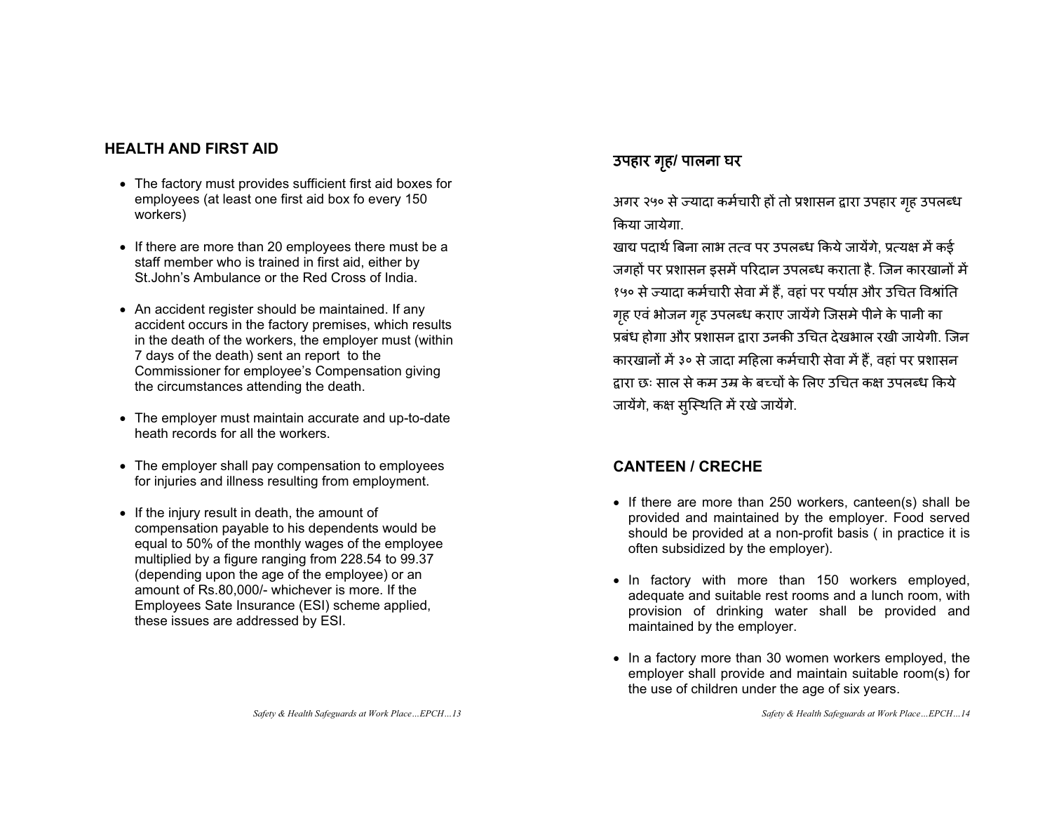## HEALTH AND FIRST AID

- The factory must provides sufficient first aid boxes for employees (at least one first aid box fo every 150 workers)
- If there are more than 20 employees there must be a staff member who is trained in first aid, either by St.John's Ambulance or the Red Cross of India.
- An accident register should be maintained. If any accident occurs in the factory premises, which results in the death of the workers, the employer must (within 7 days of the death) sent an report to the Commissioner for employee's Compensation giving the circumstances attending the death.
- The employer must maintain accurate and up-to-date heath records for all the workers.
- The employer shall pay compensation to employees for injuries and illness resulting from employment.
- If the injury result in death, the amount of compensation payable to his dependents would be equal to 50% of the monthly wages of the employee multiplied by a figure ranging from 228.54 to 99.37 (depending upon the age of the employee) or an amount of Rs.80,000/- whichever is more. If the Employees Sate Insurance (ESI) scheme applied, these issues are addressed by ESI.

## उपहार गृह/ पालना घर

अगर २५० से ज्यादा कर्मचारी हों तो प्रशासन द्वारा उपहार गृह उपलब्ध किया जायेगा.
खाद्य पदार्थ बिना लाभ तत्व पर उपलब्ध किये जायेंगे, प्रत्यक्ष में कई जगहों पर प्रशासन इसमें परिदान उपलब्ध कराता है. जिन कारखानों में १५० से ज्यादा कर्मचारी सेवा में हैं, वहां पर पर्याप्त और उचित विश्रांति गृह एवं भोजन गृह उपलब्ध कराए जायेंगे जिसमे पीने के पानी का प्रबंध होगा और प्रशासन द्वारा उनकी उचित देखभाल रखी जायेगी. जिन कारखानों में ३० से जादा महिला कर्मचारी सेवा में हैं, वहां पर प्रशासन द्वारा छः साल से कम उम्र के बच्चों के लिए उचित कक्ष उपलब्ध किये जायेंगे, कक्ष सुस्थिति में रखे जायेंगे.

## CANTEEN / CRECHE

- If there are more than 250 workers, canteen(s) shall be provided and maintained by the employer. Food served should be provided at a non-profit basis ( in practice it is often subsidized by the employer).
- In factory with more than 150 workers employed, adequate and suitable rest rooms and a lunch room, with provision of drinking water shall be provided and maintained by the employer.
- In a factory more than 30 women workers employed, the employer shall provide and maintain suitable room(s) for the use of children under the age of six years.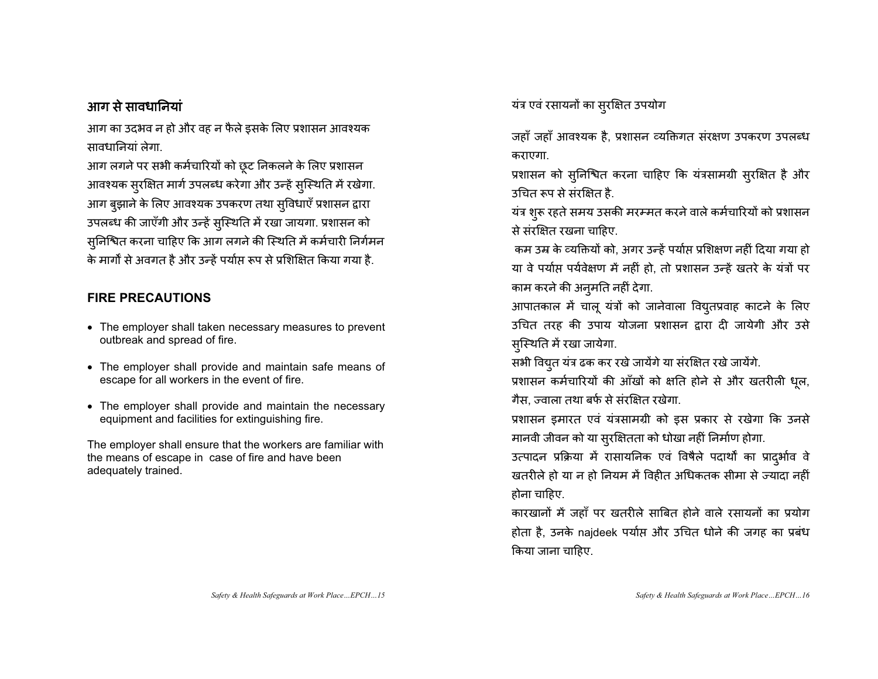## आग से सावधानियां

आग का उदभव न हो और वह न फैले इसके लिए प्रशासन आवश्यक सावधानियां लेगा.

आग लगने पर सभी कर्मचारियों को छूट निकलने के लिए प्रशासन आवश्यक सुरक्षित मार्ग उपलब्ध करेगा और उन्हें सुस्थिति में रखेगा.

आग बुझाने के लिए आवश्यक उपकरण तथा सुविधाएँ प्रशासन द्वारा उपलब्ध की जाएँगी और उन्हें सुस्थिति में रखा जायगा. प्रशासन को सुनिश्चित करना चाहिए कि आग लगने की स्थिति में कर्मचारी निर्गमन के मार्गों से अवगत है और उन्हें पर्याप्त रूप से प्रशिक्षित किया गया है.

## FIRE PRECAUTIONS

- The employer shall taken necessary measures to prevent outbreak and spread of fire.
- The employer shall provide and maintain safe means of escape for all workers in the event of fire.
- The employer shall provide and maintain the necessary equipment and facilities for extinguishing fire.

The employer shall ensure that the workers are familiar with the means of escape in case of fire and have been adequately trained.

## यंत्र एवं रसायनों का सुरक्षित उपयोग

जहाँ जहाँ आवश्यक है, प्रशासन व्यक्तिगत संरक्षण उपकरण उपलब्ध कराएगा.

प्रशासन को सुनिश्चित करना चाहिए कि यंत्रसामग्री सुरक्षित है और उचित रूप से संरक्षित है.

यंत्र शुरू रहते समय उसकी मरम्मत करने वाले कर्मचारियों को प्रशासन से संरक्षित रखना चाहिए.

कम उम्र के व्यक्तियों को, अगर उन्हें पर्याप्त प्रशिक्षण नहीं दिया गया हो या वे पर्याप्त पर्यवेक्षण में नहीं हो, तो प्रशासन उन्हें खतरे के यंत्रों पर काम करने की अनुमति नहीं देगा.

आपातकाल में चालू यंत्रों को जानेवाला विद्युतप्रवाह काटने के लिए उचित तरह की उपाय योजना प्रशासन द्वारा दी जायेगी और उसे सुस्थिति में रखा जायेगा.

सभी विद्युत यंत्र ढक कर रखे जायेंगे या संरक्षित रखे जायेंगे.

प्रशासन कर्मचारियों की आँखों को क्षति होने से और खतरीली धूल, गैस, ज्वाला तथा बर्फ से संरक्षित रखेगा.

प्रशासन इमारत एवं यंत्रसामग्री को इस प्रकार से रखेगा कि उनसे मानवी जीवन को या सुरक्षितता को धोखा नहीं निर्माण होगा.

उत्पादन प्रक्रिया में रासायनिक एवं विषैले पदार्थों का प्रादुर्भाव वे खतरीले हो या न हो नियम में विहीत अधिकतक सीमा से ज्यादा नहीं होना चाहिए.

कारखानों में जहाँ पर खतरीले साबित होने वाले रसायनों का प्रयोग होता है, उनके najdeek पर्याप्त और उचित धोने की जगह का प्रबंध किया जाना चाहिए.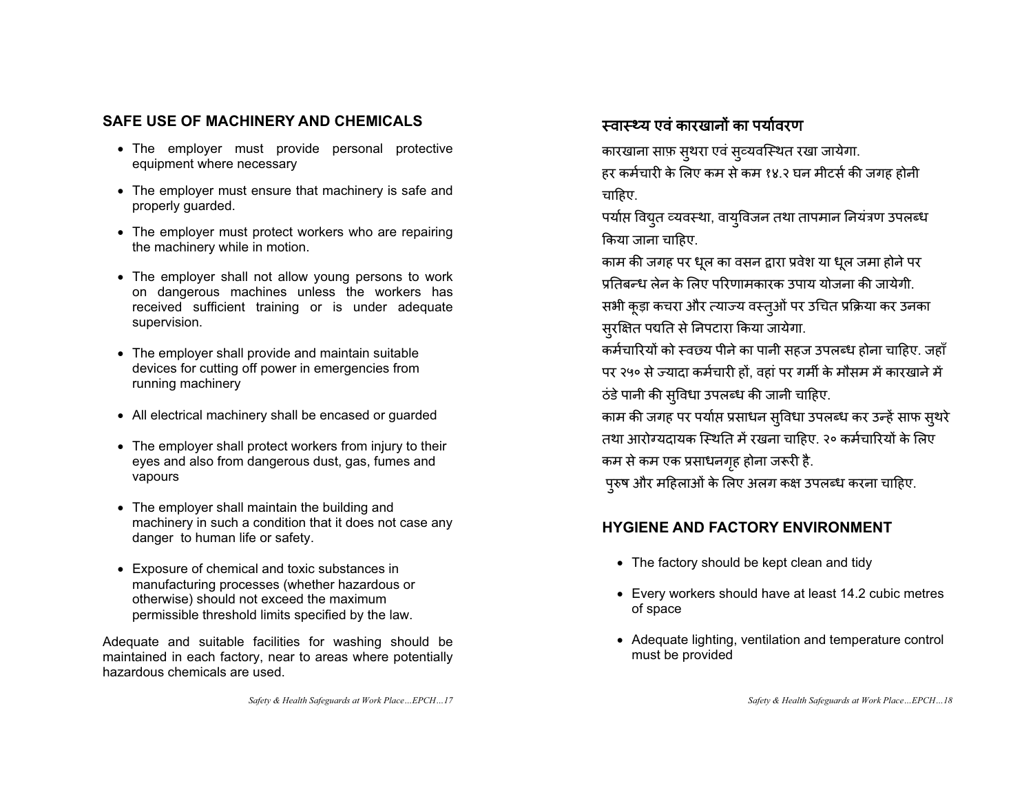## SAFE USE OF MACHINERY AND CHEMICALS

- The employer must provide personal protective equipment where necessary
- The employer must ensure that machinery is safe and properly guarded.
- The employer must protect workers who are repairing the machinery while in motion.
- The employer shall not allow young persons to work on dangerous machines unless the workers has received sufficient training or is under adequate supervision.
- The employer shall provide and maintain suitable devices for cutting off power in emergencies from running machinery
- All electrical machinery shall be encased or guarded
- The employer shall protect workers from injury to their eyes and also from dangerous dust, gas, fumes and vapours
- The employer shall maintain the building and machinery in such a condition that it does not case any danger to human life or safety.
- Exposure of chemical and toxic substances in manufacturing processes (whether hazardous or otherwise) should not exceed the maximum permissible threshold limits specified by the law.

Adequate and suitable facilities for washing should be maintained in each factory, near to areas where potentially hazardous chemicals are used.

## स्वास्थ्य एवं कारखानों का पर्यावरण

कारखाना साफ़ सुथरा एवं सुव्यवस्थित रखा जायेगा.
हर कर्मचारी के लिए कम से कम १४.२ घन मीटर्स की जगह होनी चाहिए.
पर्याप्त विद्युत व्यवस्था, वायुविजन तथा तापमान नियंत्रण उपलब्ध किया जाना चाहिए.
काम की जगह पर धूल का वसन द्वारा प्रवेश या धूल जमा होने पर प्रतिबन्ध लेन के लिए परिणामकारक उपाय योजना की जायेगी.
सभी कूड़ा कचरा और त्याज्य वस्तुओं पर उचित प्रक्रिया कर उनका सुरक्षित पद्यति से निपटारा किया जायेगा.
कर्मचारियों को स्वच्छ पीने का पानी सहज उपलब्ध होना चाहिए. जहाँ पर २५० से ज्यादा कर्मचारी हों, वहां पर गर्मी के मौसम में कारखाने में ठंडे पानी की सुविधा उपलब्ध की जानी चाहिए.
काम की जगह पर पर्याप्त प्रसाधन सुविधा उपलब्ध कर उन्हें साफ सुथरे तथा आरोग्यदायक स्थिति में रखना चाहिए. २० कर्मचारियों के लिए कम से कम एक प्रसाधनगृह होना जरूरी है.
पुरुष और महिलाओं के लिए अलग कक्ष उपलब्ध करना चाहिए.

## HYGIENE AND FACTORY ENVIRONMENT

- The factory should be kept clean and tidy
- Every workers should have at least 14.2 cubic metres of space
- Adequate lighting, ventilation and temperature control must be provided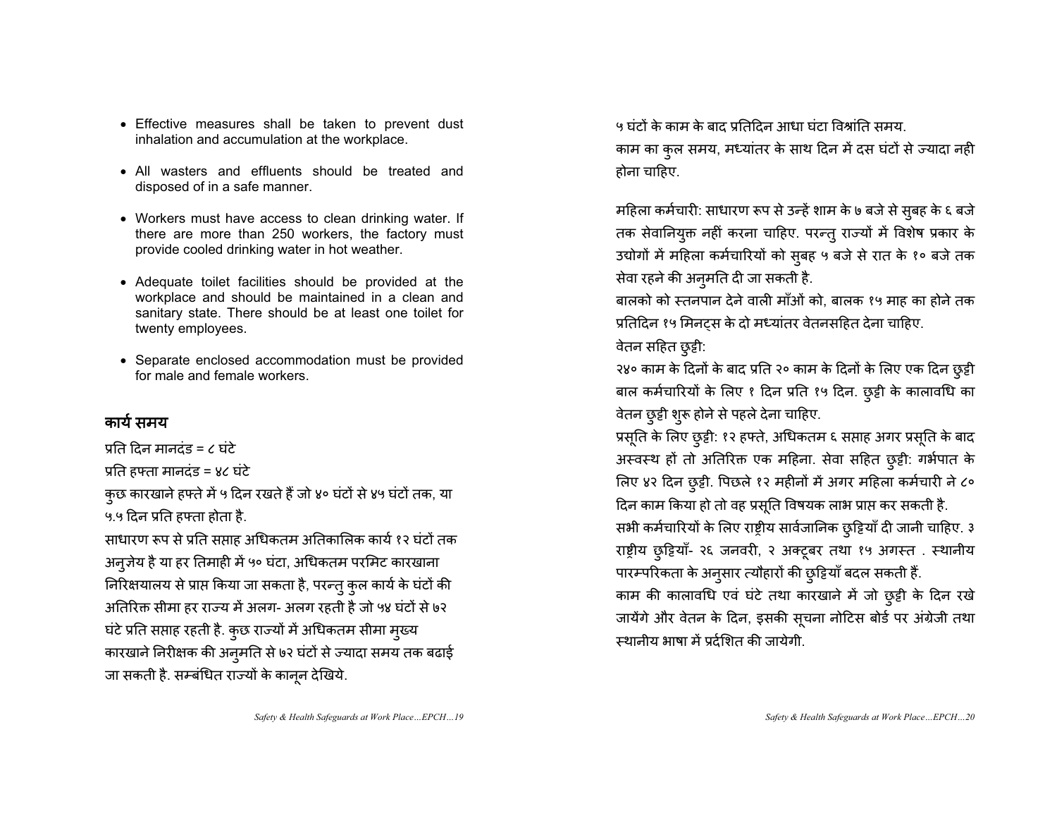- Effective measures shall be taken to prevent dust inhalation and accumulation at the workplace.
- All wasters and effluents should be treated and disposed of in a safe manner.
- Workers must have access to clean drinking water. If there are more than 250 workers, the factory must provide cooled drinking water in hot weather.
- Adequate toilet facilities should be provided at the workplace and should be maintained in a clean and sanitary state. There should be at least one toilet for twenty employees.
- Separate enclosed accommodation must be provided for male and female workers.

## कार्य समय

प्रति दिन मानदंड = ८ घंटे

प्रति हफ्ता मानदंड = ४८ घंटे

कुछ कारखाने हफ्ते में ५ दिन रखते हैं जो ४० घंटों से ४५ घंटों तक, या ५.५ दिन प्रति हफ्ता होता है.

साधारण रूप से प्रति सप्ताह अधिकतम अतिकालिक कार्य १२ घंटों तक अनुज्ञेय है या हर तिमाही में ५० घंटा, अधिकतम परमिट कारखाना निरिक्षयालय से प्राप्त किया जा सकता है, परन्तु कुल कार्य के घंटों की अतिरिक्त सीमा हर राज्य में अलग- अलग रहती है जो ५४ घंटों से ७२ घंटे प्रति सप्ताह रहती है. कुछ राज्यों में अधिकतम सीमा मुख्य कारखाने निरीक्षक की अनुमति से ७२ घंटों से ज्यादा समय तक बढाई जा सकती है. सम्बंधित राज्यों के कानून देखिये.

५ घंटों के काम के बाद प्रतिदिन आधा घंटा विश्रांति समय.

काम का कुल समय, मध्यांतर के साथ दिन में दस घंटों से ज्यादा नही होना चाहिए.

महिला कर्मचारी: साधारण रूप से उन्हें शाम के ७ बजे से सुबह के ६ बजे तक सेवानियुक्त नहीं करना चाहिए. परन्तु राज्यों में विशेष प्रकार के उद्योगों में महिला कर्मचारियों को सुबह ५ बजे से रात के १० बजे तक सेवा रहने की अनुमति दी जा सकती है.

बालको को स्तनपान देने वाली माँओं को, बालक १५ माह का होने तक प्रतिदिन १५ मिनट्स के दो मध्यांतर वेतनसहित देना चाहिए.

वेतन सहित छुट्टी:

२४० काम के दिनों के बाद प्रति २० काम के दिनों के लिए एक दिन छुट्टी बाल कर्मचारियों के लिए १ दिन प्रति १५ दिन. छुट्टी के कालावधि का वेतन छुट्टी शुरू होने से पहले देना चाहिए.

प्रसूति के लिए छुट्टी: १२ हफ्ते, अधिकतम ६ सप्ताह अगर प्रसूति के बाद अस्वस्थ हों तो अतिरिक्त एक महिना. सेवा सहित छुट्टी: गर्भपात के लिए ४२ दिन छुट्टी. पिछले १२ महीनों में अगर महिला कर्मचारी ने ८० दिन काम किया हो तो वह प्रसूति विषयक लाभ प्राप्त कर सकती है.

सभी कर्मचारियों के लिए राष्ट्रीय सार्वजनिक छुट्टियाँ दी जानी चाहिए. ३ राष्ट्रीय छुट्टियाँ- २६ जनवरी, २ अक्टूबर तथा १५ अगस्त . स्थानीय पारम्परिकता के अनुसार त्यौहारों की छुट्टियाँ बदल सकती हैं.

काम की कालावधि एवं घंटे तथा कारखाने में जो छुट्टी के दिन रखे जायेंगे और वेतन के दिन, इसकी सूचना नोटिस बोर्ड पर अंग्रेजी तथा स्थानीय भाषा में प्रर्दशित की जायेगी.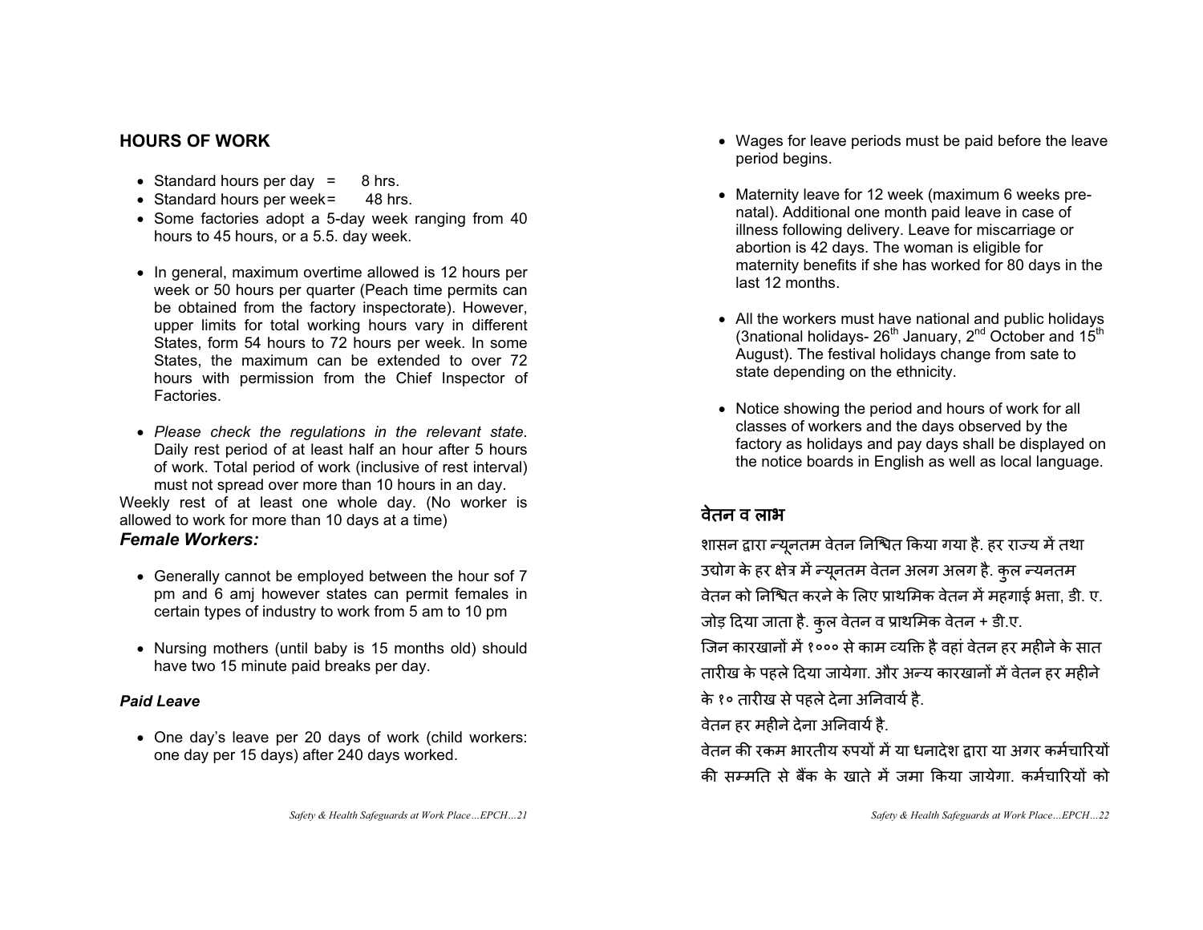## HOURS OF WORK

- Standard hours per day = 8 hrs.
- Standard hours per week= 48 hrs.
- Some factories adopt a 5-day week ranging from 40 hours to 45 hours, or a 5.5. day week.
- In general, maximum overtime allowed is 12 hours per week or 50 hours per quarter (Peach time permits can be obtained from the factory inspectorate). However, upper limits for total working hours vary in different States, form 54 hours to 72 hours per week. In some States, the maximum can be extended to over 72 hours with permission from the Chief Inspector of Factories.
- *Please check the regulations in the relevant state*. Daily rest period of at least half an hour after 5 hours of work. Total period of work (inclusive of rest interval) must not spread over more than 10 hours in an day.

Weekly rest of at least one whole day. (No worker is allowed to work for more than 10 days at a time)

### *Female Workers:*

- Generally cannot be employed between the hour sof 7 pm and 6 amj however states can permit females in certain types of industry to work from 5 am to 10 pm
- Nursing mothers (until baby is 15 months old) should have two 15 minute paid breaks per day.

#### *Paid Leave*

- One day's leave per 20 days of work (child workers: one day per 15 days) after 240 days worked.
- Wages for leave periods must be paid before the leave period begins.
- Maternity leave for 12 week (maximum 6 weeks pre-natal). Additional one month paid leave in case of illness following delivery. Leave for miscarriage or abortion is 42 days. The woman is eligible for maternity benefits if she has worked for 80 days in the last 12 months.
- All the workers must have national and public holidays (3national holidays- 26th January, 2nd October and 15th August). The festival holidays change from sate to state depending on the ethnicity.
- Notice showing the period and hours of work for all classes of workers and the days observed by the factory as holidays and pay days shall be displayed on the notice boards in English as well as local language.

## वेतन व लाभ

शासन द्वारा न्यूनतम वेतन निश्चित किया गया है. हर राज्य में तथा उद्योग के हर क्षेत्र में न्यूनतम वेतन अलग अलग है. कुल न्यनतम वेतन को निश्चित करने के लिए प्राथमिक वेतन में महगाई भत्ता, डी. ए. जोड़ दिया जाता है. कुल वेतन व प्राथमिक वेतन + डी.ए.

जिन कारखानों में १००० से काम व्यक्ति है वहां वेतन हर महीने के सात तारीख के पहले दिया जायेगा. और अन्य कारखानों में वेतन हर महीने के १० तारीख से पहले देना अनिवार्य है.

वेतन हर महीने देना अनिवार्य है.

वेतन की रकम भारतीय रुपयों में या धनादेश द्वारा या अगर कर्मचारियों की सम्मति से बैंक के खाते में जमा किया जायेगा. कर्मचारियों को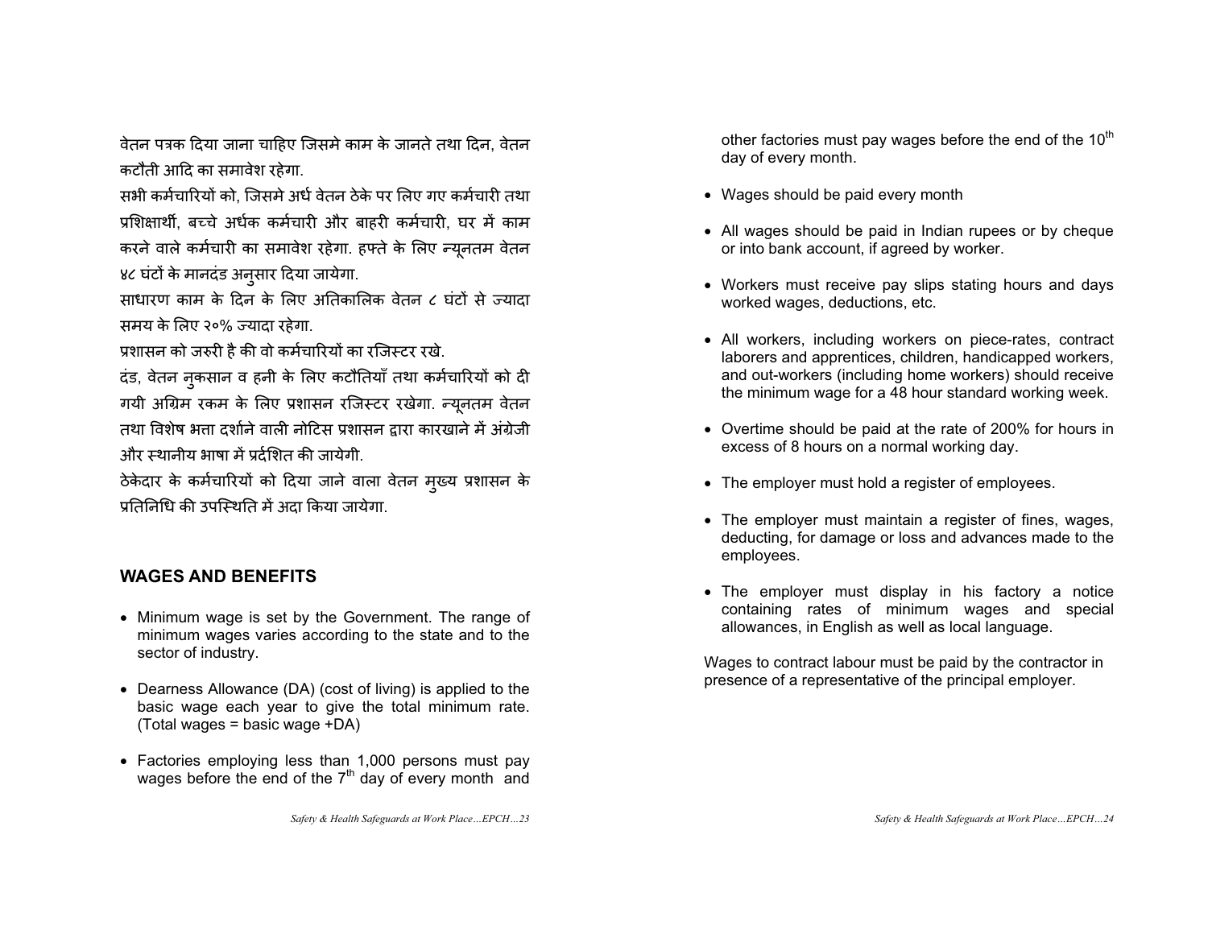वेतन पत्रक दिया जाना चाहिए जिसमे काम के जानते तथा दिन, वेतन कटौती आदि का समावेश रहेगा.

सभी कर्मचारियों को, जिसमे अर्ध वेतन ठेके पर लिए गए कर्मचारी तथा प्रशिक्षार्थी, बच्चे अर्धक कर्मचारी और बाहरी कर्मचारी, घर में काम करने वाले कर्मचारी का समावेश रहेगा. हफ्ते के लिए न्यूनतम वेतन ४८ घंटों के मानदंड अनुसार दिया जायेगा.

साधारण काम के दिन के लिए अतिकालिक वेतन ८ घंटों से ज्यादा समय के लिए २०% ज्यादा रहेगा.

प्रशासन को जरुरी है की वो कर्मचारियों का रजिस्टर रखे.

दंड, वेतन नुकसान व हनी के लिए कटौतियाँ तथा कर्मचारियों को दी गयी अग्रिम रकम के लिए प्रशासन रजिस्टर रखेगा. न्यूनतम वेतन तथा विशेष भत्ता दर्शाने वाली नोटिस प्रशासन द्वारा कारखाने में अंग्रेजी और स्थानीय भाषा में प्रदर्शित की जायेगी.

ठेकेदार के कर्मचारियों को दिया जाने वाला वेतन मुख्य प्रशासन के प्रतिनिधि की उपस्थिति में अदा किया जायेगा.

## WAGES AND BENEFITS

- Minimum wage is set by the Government. The range of minimum wages varies according to the state and to the sector of industry.
- Dearness Allowance (DA) (cost of living) is applied to the basic wage each year to give the total minimum rate. (Total wages = basic wage +DA)
- Factories employing less than 1,000 persons must pay wages before the end of the 7th day of every month and other factories must pay wages before the end of the 10th day of every month.
- Wages should be paid every month
- All wages should be paid in Indian rupees or by cheque or into bank account, if agreed by worker.
- Workers must receive pay slips stating hours and days worked wages, deductions, etc.
- All workers, including workers on piece-rates, contract laborers and apprentices, children, handicapped workers, and out-workers (including home workers) should receive the minimum wage for a 48 hour standard working week.
- Overtime should be paid at the rate of 200% for hours in excess of 8 hours on a normal working day.
- The employer must hold a register of employees.
- The employer must maintain a register of fines, wages, deducting, for damage or loss and advances made to the employees.
- The employer must display in his factory a notice containing rates of minimum wages and special allowances, in English as well as local language.

Wages to contract labour must be paid by the contractor in presence of a representative of the principal employer.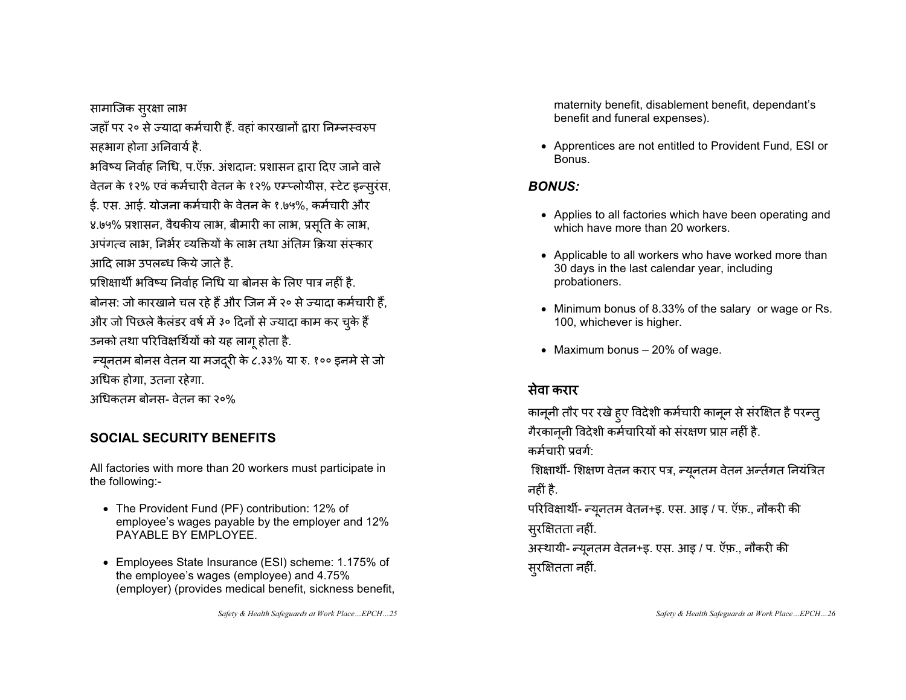सामाजिक सुरक्षा लाभ

जहाँ पर २० से ज्यादा कर्मचारी हैं. वहां कारखानों द्वारा निम्नस्वरुप सहभाग होना अनिवार्य है.

भविष्य निर्वाह निधि, प.ऍफ़. अंशदान: प्रशासन द्वारा दिए जाने वाले वेतन के १२% एवं कर्मचारी वेतन के १२% एम्प्लोयीस, स्टेट इन्सुरंस, ई. एस. आई. योजना कर्मचारी के वेतन के १.७५%, कर्मचारी और ४.७५% प्रशासन, वैद्यकीय लाभ, बीमारी का लाभ, प्रसूति के लाभ, अपंगत्व लाभ, निर्भर व्यक्तियों के लाभ तथा अंतिम क्रिया संस्कार आदि लाभ उपलब्ध किये जाते है.

प्रशिक्षार्थी भविष्य निर्वाह निधि या बोनस के लिए पात्र नहीं है.

बोनस: जो कारखाने चल रहे हैं और जिन में २० से ज्यादा कर्मचारी हैं, और जो पिछले कैलंडर वर्ष में ३० दिनों से ज्यादा काम कर चुके हैं उनको तथा परिविक्षर्थियों को यह लागू होता है.

न्यूनतम बोनस वेतन या मजदूरी के ८.३३% या रु. १०० इनमे से जो अधिक होगा, उतना रहेगा.

अधिकतम बोनस- वेतन का २०%

## SOCIAL SECURITY BENEFITS

All factories with more than 20 workers must participate in the following:-

- The Provident Fund (PF) contribution: 12% of employee's wages payable by the employer and 12% PAYABLE BY EMPLOYEE.
- Employees State Insurance (ESI) scheme: 1.175% of the employee's wages (employee) and 4.75% (employer) (provides medical benefit, sickness benefit, maternity benefit, disablement benefit, dependant's benefit and funeral expenses).
- Apprentices are not entitled to Provident Fund, ESI or Bonus.

### *BONUS:*

- Applies to all factories which have been operating and which have more than 20 workers.
- Applicable to all workers who have worked more than 30 days in the last calendar year, including probationers.
- Minimum bonus of 8.33% of the salary or wage or Rs. 100, whichever is higher.
- Maximum bonus – 20% of wage.

## सेवा करार

कानूनी तौर पर रखे हुए विदेशी कर्मचारी कानून से संरक्षित है परन्तु गैरकानूनी विदेशी कर्मचारियों को संरक्षण प्राप्त नहीं है.

कर्मचारी प्रवर्ग:

शिक्षार्थी- शिक्षण वेतन करार पत्र, न्यूनतम वेतन अन्तर्गत नियंत्रित नहीं है.

परिविक्षार्थी- न्यूनतम वेतन+इ. एस. आइ / प. ऍफ़., नौकरी की सुरक्षितता नहीं.

अस्थायी- न्यूनतम वेतन+इ. एस. आइ / प. ऍफ़., नौकरी की सुरक्षितता नहीं.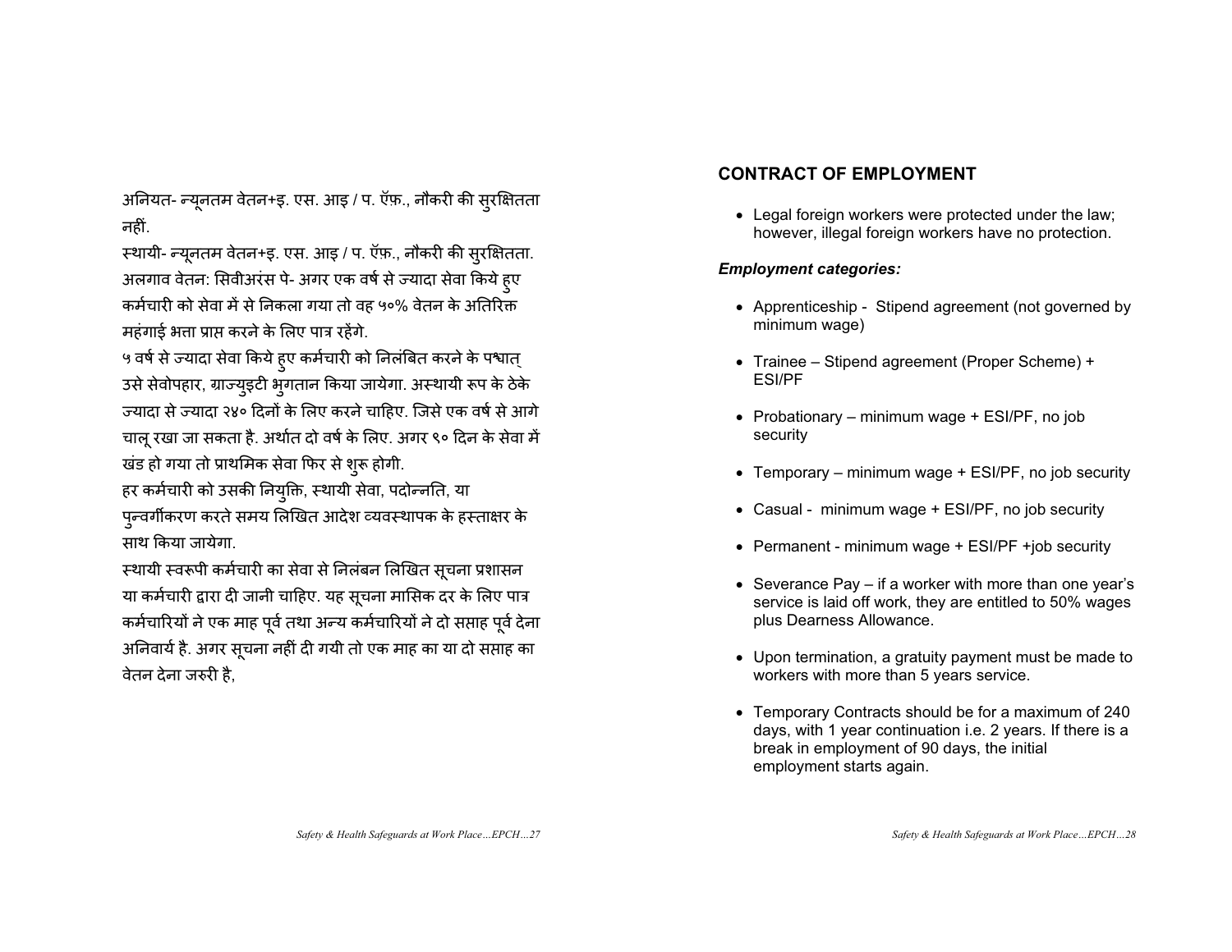अनियत- न्यूनतम वेतन+इ. एस. आइ / प. ऍफ़., नौकरी की सुरक्षितता नहीं.

स्थायी- न्यूनतम वेतन+इ. एस. आइ / प. ऍफ़., नौकरी की सुरक्षितता.

अलगाव वेतन: सिवीअरंस पे- अगर एक वर्ष से ज्यादा सेवा किये हुए कर्मचारी को सेवा में से निकला गया तो वह ५०% वेतन के अतिरिक्त महंगाई भत्ता प्राप्त करने के लिए पात्र रहेंगे.

५ वर्ष से ज्यादा सेवा किये हुए कर्मचारी को निलंबित करने के पश्चात् उसे सेवोपहार, ग्राज्युइटी भुगतान किया जायेगा. अस्थायी रूप के ठेके ज्यादा से ज्यादा २४० दिनों के लिए करने चाहिए. जिसे एक वर्ष से आगे चालू रखा जा सकता है. अर्थात दो वर्ष के लिए. अगर ९० दिन के सेवा में खंड हो गया तो प्राथमिक सेवा फिर से शुरू होगी.

हर कर्मचारी को उसकी नियुक्ति, स्थायी सेवा, पदोन्नति, या पुन्वर्गीकरण करते समय लिखित आदेश व्यवस्थापक के हस्ताक्षर के साथ किया जायेगा.

स्थायी स्वरूपी कर्मचारी का सेवा से निलंबन लिखित सूचना प्रशासन या कर्मचारी द्वारा दी जानी चाहिए. यह सूचना मासिक दर के लिए पात्र कर्मचारियों ने एक माह पूर्व तथा अन्य कर्मचारियों ने दो सप्ताह पूर्व देना अनिवार्य है. अगर सूचना नहीं दी गयी तो एक माह का या दो सप्ताह का वेतन देना जरुरी है,

## CONTRACT OF EMPLOYMENT

- Legal foreign workers were protected under the law; however, illegal foreign workers have no protection.

***Employment categories:***

- Apprenticeship - Stipend agreement (not governed by minimum wage)
- Trainee – Stipend agreement (Proper Scheme) + ESI/PF
- Probationary – minimum wage + ESI/PF, no job security
- Temporary – minimum wage + ESI/PF, no job security
- Casual - minimum wage + ESI/PF, no job security
- Permanent - minimum wage + ESI/PF +job security
- Severance Pay – if a worker with more than one year's service is laid off work, they are entitled to 50% wages plus Dearness Allowance.
- Upon termination, a gratuity payment must be made to workers with more than 5 years service.
- Temporary Contracts should be for a maximum of 240 days, with 1 year continuation i.e. 2 years. If there is a break in employment of 90 days, the initial employment starts again.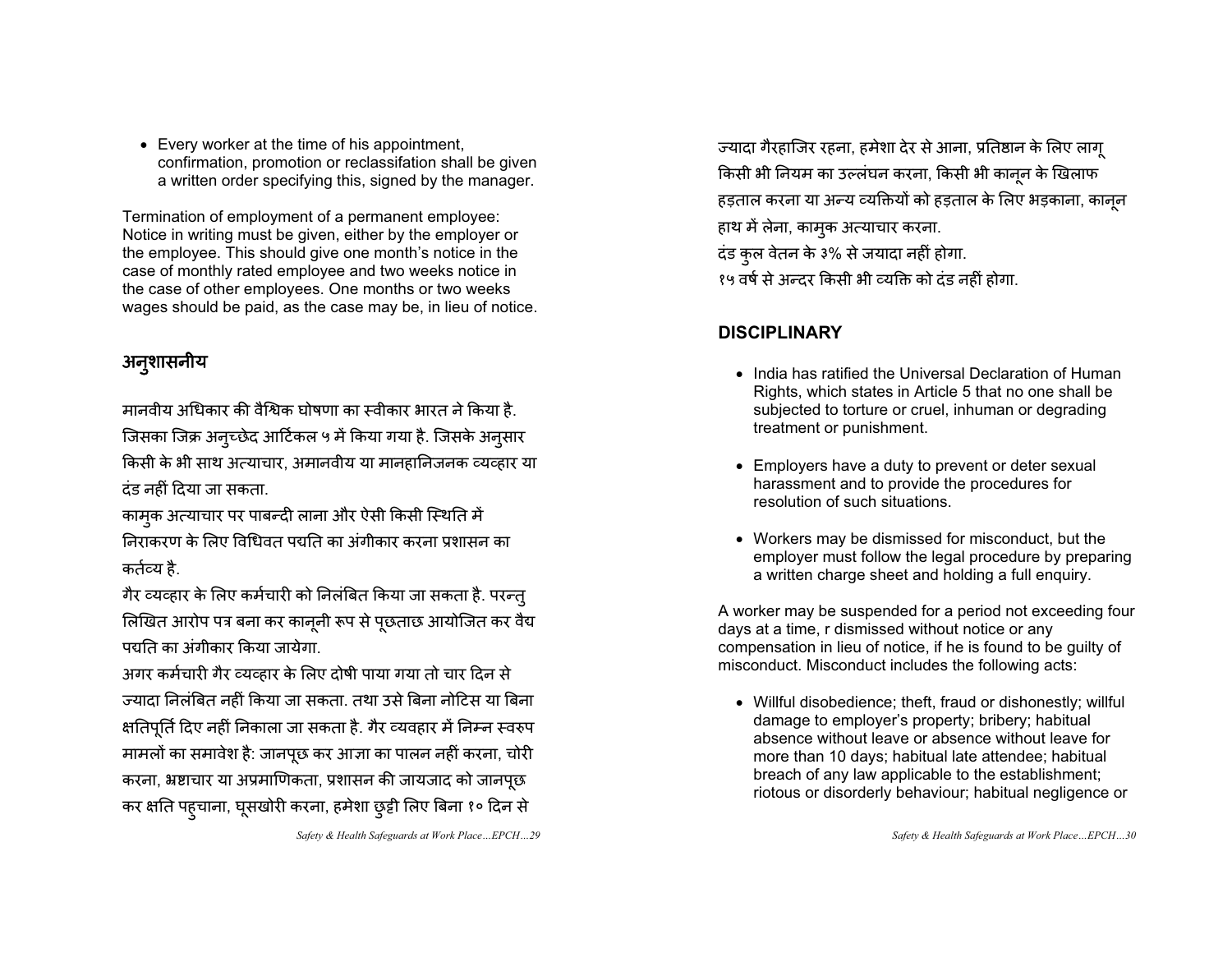- Every worker at the time of his appointment, confirmation, promotion or reclassifation shall be given a written order specifying this, signed by the manager.

Termination of employment of a permanent employee: Notice in writing must be given, either by the employer or the employee. This should give one month's notice in the case of monthly rated employee and two weeks notice in the case of other employees. One months or two weeks wages should be paid, as the case may be, in lieu of notice.

## अनुशासनीय

मानवीय अधिकार की वैश्विक घोषणा का स्वीकार भारत ने किया है. जिसका जिक्र अनुच्छेद आर्टिकल ५ में किया गया है. जिसके अनुसार किसी के भी साथ अत्याचार, अमानवीय या मानहानिजनक व्यव्हार या दंड नहीं दिया जा सकता.

कामुक अत्याचार पर पाबन्दी लाना और ऐसी किसी स्थिति में निराकरण के लिए विधिवत पद्यति का अंगीकार करना प्रशासन का कर्तव्य है.

गैर व्यव्हार के लिए कर्मचारी को निलंबित किया जा सकता है. परन्तु लिखित आरोप पत्र बना कर कानूनी रूप से पूछताछ आयोजित कर वैद्य पद्यति का अंगीकार किया जायेगा.

अगर कर्मचारी गैर व्यव्हार के लिए दोषी पाया गया तो चार दिन से ज्यादा निलंबित नहीं किया जा सकता. तथा उसे बिना नोटिस या बिना क्षतिपूर्ति दिए नहीं निकाला जा सकता है. गैर व्यवहार में निम्न स्वरुप मामलों का समावेश है: जानपूछ कर आज्ञा का पालन नहीं करना, चोरी करना, भ्रष्टाचार या अप्रमाणिकता, प्रशासन की जायजाद को जानपूछ कर क्षति पहुचाना, घूसखोरी करना, हमेशा छुट्टी लिए बिना १० दिन से ज्यादा गैरहाजिर रहना, हमेशा देर से आना, प्रतिष्ठान के लिए लागू किसी भी नियम का उल्लंघन करना, किसी भी कानून के खिलाफ हड़ताल करना या अन्य व्यक्तियों को हड़ताल के लिए भड़काना, कानून हाथ में लेना, कामुक अत्याचार करना.

दंड कुल वेतन के ३% से जयादा नहीं होगा.

१५ वर्ष से अन्दर किसी भी व्यक्ति को दंड नहीं होगा.

## DISCIPLINARY

- India has ratified the Universal Declaration of Human Rights, which states in Article 5 that no one shall be subjected to torture or cruel, inhuman or degrading treatment or punishment.

- Employers have a duty to prevent or deter sexual harassment and to provide the procedures for resolution of such situations.

- Workers may be dismissed for misconduct, but the employer must follow the legal procedure by preparing a written charge sheet and holding a full enquiry.

A worker may be suspended for a period not exceeding four days at a time, r dismissed without notice or any compensation in lieu of notice, if he is found to be guilty of misconduct. Misconduct includes the following acts:

- Willful disobedience; theft, fraud or dishonestly; willful damage to employer's property; bribery; habitual absence without leave or absence without leave for more than 10 days; habitual late attendee; habitual breach of any law applicable to the establishment; riotous or disorderly behaviour; habitual negligence or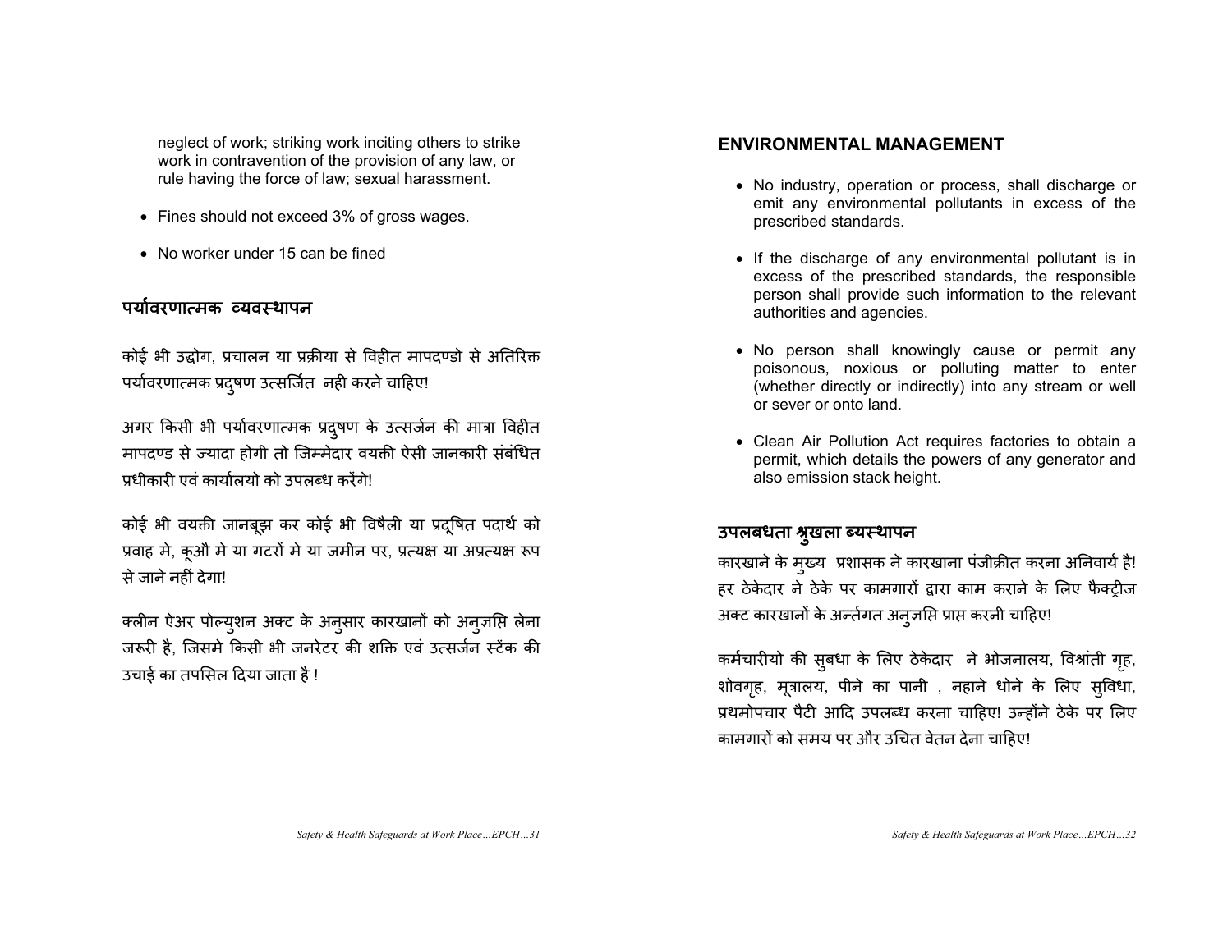neglect of work; striking work inciting others to strike work in contravention of the provision of any law, or rule having the force of law; sexual harassment.

- Fines should not exceed 3% of gross wages.
- No worker under 15 can be fined

## पर्यावरणात्मक व्यवस्थापन

कोई भी उद्योग, प्रचालन या प्रक्रीया से विहीत मापदण्डो से अतिरिक्त पर्यावरणात्मक प्रदुषण उत्सर्जित नही करने चाहिए!

अगर किसी भी पर्यावरणात्मक प्रदुषण के उत्सर्जन की मात्रा विहीत मापदण्ड से ज्यादा होगी तो जिम्मेदार वयक्ती ऐसी जानकारी संबंधित प्रधीकारी एवं कार्यालयो को उपलब्ध करेंगे!

कोई भी वयक्ती जानबूझ कर कोई भी विषैली या प्रदूषित पदार्थ को प्रवाह मे, कूऔ मे या गटरों मे या जमीन पर, प्रत्यक्ष या अप्रत्यक्ष रूप से जाने नहीं देगा!

क्लीन ऐअर पोल्युशन अक्ट के अनुसार कारखानों को अनुज्ञप्ति लेना जरूरी है, जिसमे किसी भी जनरेटर की शक्ति एवं उत्सर्जन स्टॅक की उचाई का तपसिल दिया जाता है !

## ENVIRONMENTAL MANAGEMENT

- No industry, operation or process, shall discharge or emit any environmental pollutants in excess of the prescribed standards.
- If the discharge of any environmental pollutant is in excess of the prescribed standards, the responsible person shall provide such information to the relevant authorities and agencies.
- No person shall knowingly cause or permit any poisonous, noxious or polluting matter to enter (whether directly or indirectly) into any stream or well or sever or onto land.
- Clean Air Pollution Act requires factories to obtain a permit, which details the powers of any generator and also emission stack height.

## उपलबधता श्रुखला ब्यस्थापन

कारखाने के मुख्य प्रशासक ने कारखाना पंजीक्रीत करना अनिवार्य है! हर ठेकेदार ने ठेके पर कामगारों द्वारा काम कराने के लिए फैक्ट्रीज अक्ट कारखानों के अर्न्तगत अनुज्ञप्ति प्राप्त करनी चाहिए!

कर्मचारीयो की सुबधा के लिए ठेकेदार ने भोजनालय, विश्रांती गृह, शोवगृह, मूत्रालय, पीने का पानी , नहाने धोने के लिए सुविधा, प्रथमोपचार पैटी आदि उपलब्ध करना चाहिए! उन्होंने ठेके पर लिए कामगारों को समय पर और उचित वेतन देना चाहिए!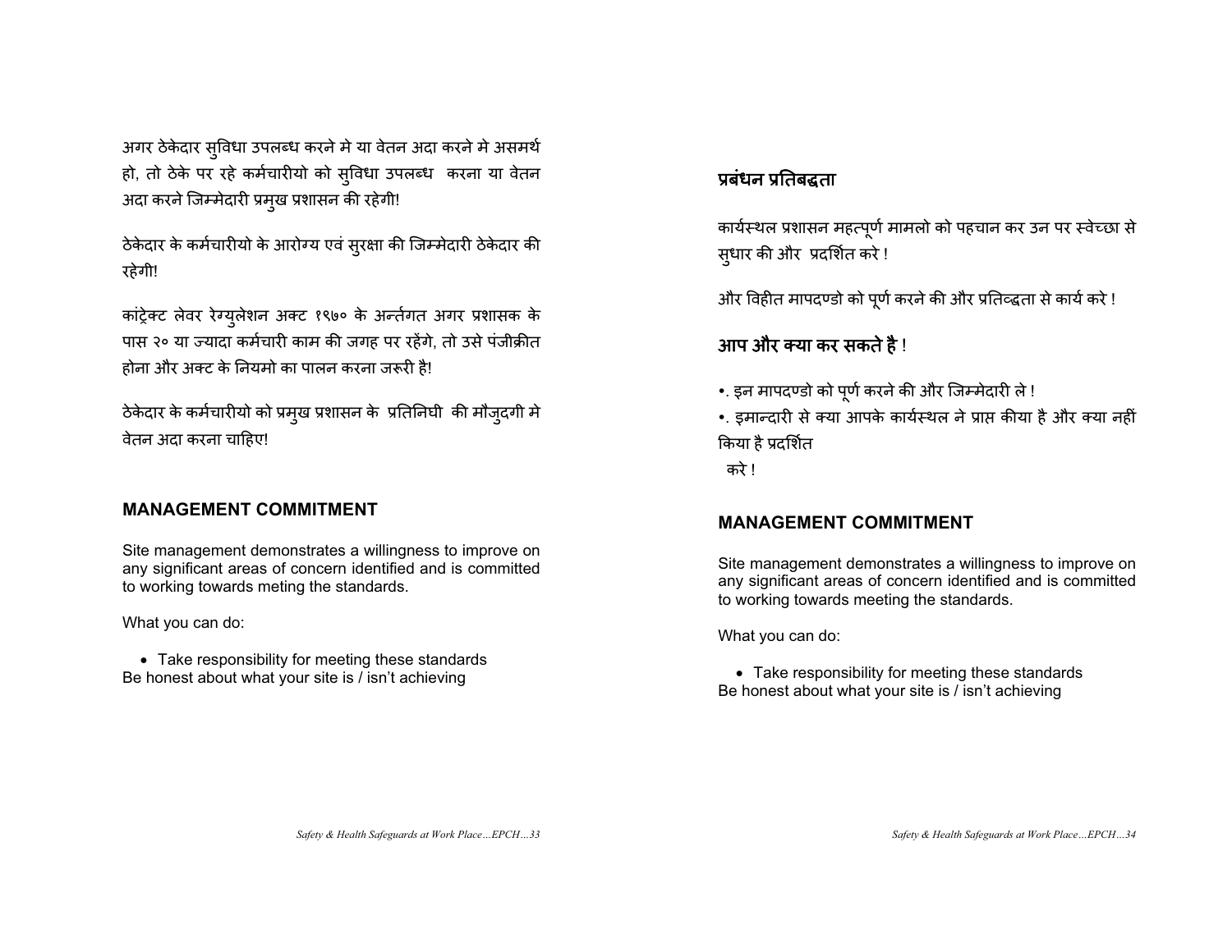अगर ठेकेदार सुविधा उपलब्ध करने मे या वेतन अदा करने मे असमर्थ हो, तो ठेके पर रहे कर्मचारीयो को सुविधा उपलब्ध  करना या वेतन अदा करने जिम्मेदारी प्रमुख प्रशासन की रहेगी!

ठेकेदार के कर्मचारीयो के आरोग्य एवं सुरक्षा की जिम्मेदारी ठेकेदार की रहेगी!

कांट्रेक्ट लेवर रेग्युलेशन अक्ट १९७० के अर्न्तगत अगर प्रशासक के पास २० या ज्यादा कर्मचारी काम की जगह पर रहेंगे, तो उसे पंजीक्रीत होना और अक्ट के नियमो का पालन करना जरूरी है!

ठेकेदार के कर्मचारीयो को प्रमुख प्रशासन के  प्रतिनिघी  की मौजुदगी मे वेतन अदा करना चाहिए!

## MANAGEMENT COMMITMENT

Site management demonstrates a willingness to improve on any significant areas of concern identified and is committed to working towards meting the standards.

What you can do:

- Take responsibility for meeting these standards

Be honest about what your site is / isn't achieving

## प्रबंधन प्रतिबद्धता

कार्यस्थल प्रशासन महत्पूर्ण मामलो को पहचान कर उन पर स्वेच्छा से सुधार की और  प्रदर्शित करे !

और विहीत मापदण्डो को पूर्ण करने की और प्रतिव्द्धता से कार्य करे !

## आप और क्या कर सकते है !

•. इन मापदण्डो को पूर्ण करने की और जिम्मेदारी ले !

•. इमान्दारी से क्या आपके कार्यस्थल ने प्राप्त कीया है और क्या नहीं किया है प्रदर्शित करे !

## MANAGEMENT COMMITMENT

Site management demonstrates a willingness to improve on any significant areas of concern identified and is committed to working towards meeting the standards.

What you can do:

- Take responsibility for meeting these standards

Be honest about what your site is / isn't achieving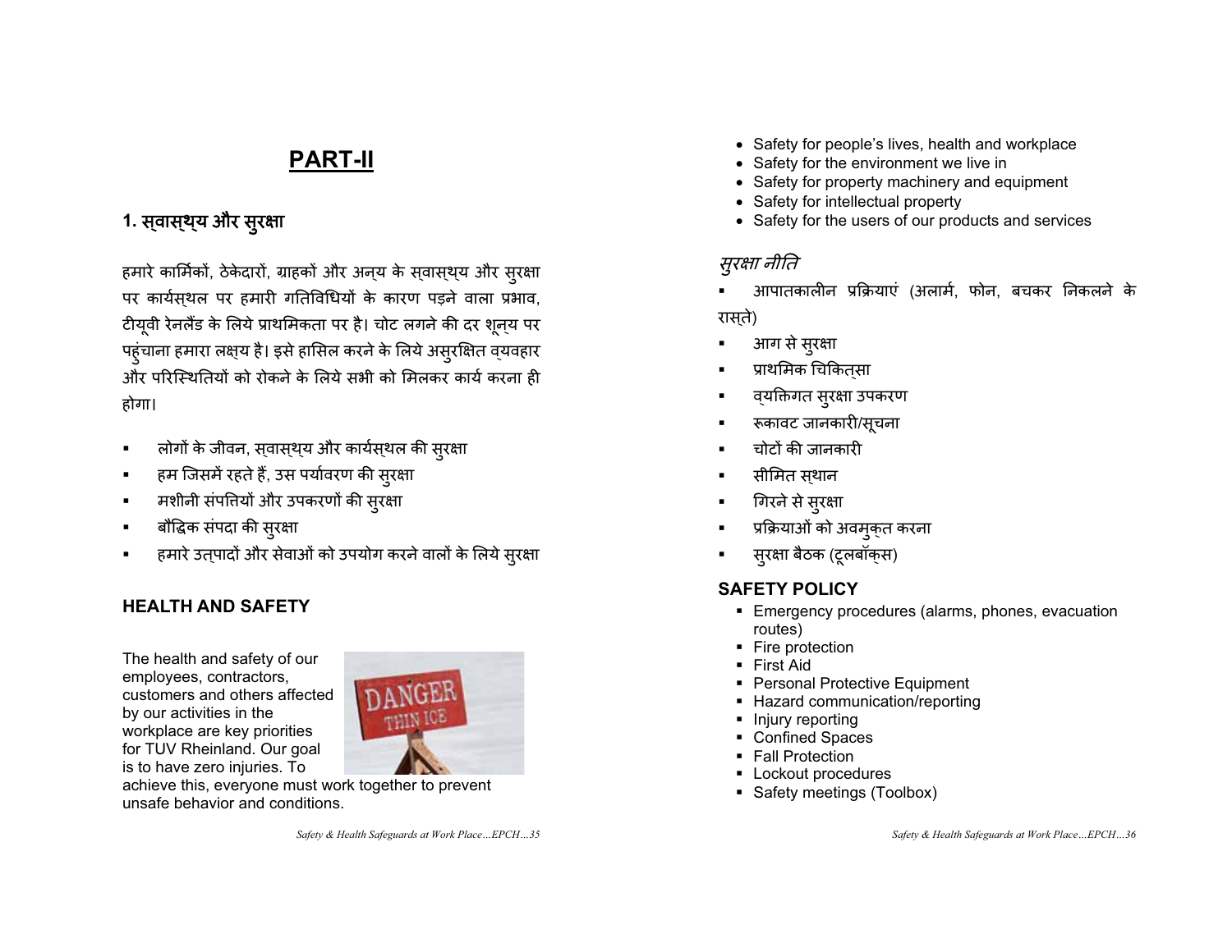# PART-II

## 1. स्वास्थ्य और सुरक्षा

हमारे कार्मिकों, ठेकेदारों, ग्राहकों और अन्य के स्वास्थ्य और सुरक्षा पर कार्यस्थल पर हमारी गतिविधियों के कारण पड़ने वाला प्रभाव, टीयूवी रेनलैंड के लिये प्राथमिकता पर है। चोट लगने की दर शून्य पर पहुंचाना हमारा लक्ष्य है। इसे हासिल करने के लिये असुरक्षित व्यवहार और परिस्थितियों को रोकने के लिये सभी को मिलकर कार्य करना ही होगा।

- लोगों के जीवन, स्वास्थ्य और कार्यस्थल की सुरक्षा
- हम जिसमें रहते हैं, उस पर्यावरण की सुरक्षा
- मशीनी संपत्तियों और उपकरणों की सुरक्षा
- बौद्धिक संपदा की सुरक्षा
- हमारे उत्पादों और सेवाओं को उपयोग करने वालों के लिये सुरक्षा

### HEALTH AND SAFETY

The health and safety of our employees, contractors, customers and others affected by our activities in the workplace are key priorities for TUV Rheinland. Our goal is to have zero injuries. To achieve this, everyone must work together to prevent unsafe behavior and conditions.

- Safety for people's lives, health and workplace
- Safety for the environment we live in
- Safety for property machinery and equipment
- Safety for intellectual property
- Safety for the users of our products and services

### *सुरक्षा नीति*

- आपातकालीन प्रक्रियाएं (अलार्म, फोन, बचकर निकलने के रास्ते)
- आग से सुरक्षा
- प्राथमिक चिकित्सा
- व्यक्तिगत सुरक्षा उपकरण
- रूकावट जानकारी/सूचना
- चोटों की जानकारी
- सीमित स्थान
- गिरने से सुरक्षा
- प्रक्रियाओं को अवमुक्त करना
- सुरक्षा बैठक (टूलबॉक्स)

### SAFETY POLICY

- Emergency procedures (alarms, phones, evacuation routes)
- Fire protection
- First Aid
- Personal Protective Equipment
- Hazard communication/reporting
- Injury reporting
- Confined Spaces
- Fall Protection
- Lockout procedures
- Safety meetings (Toolbox)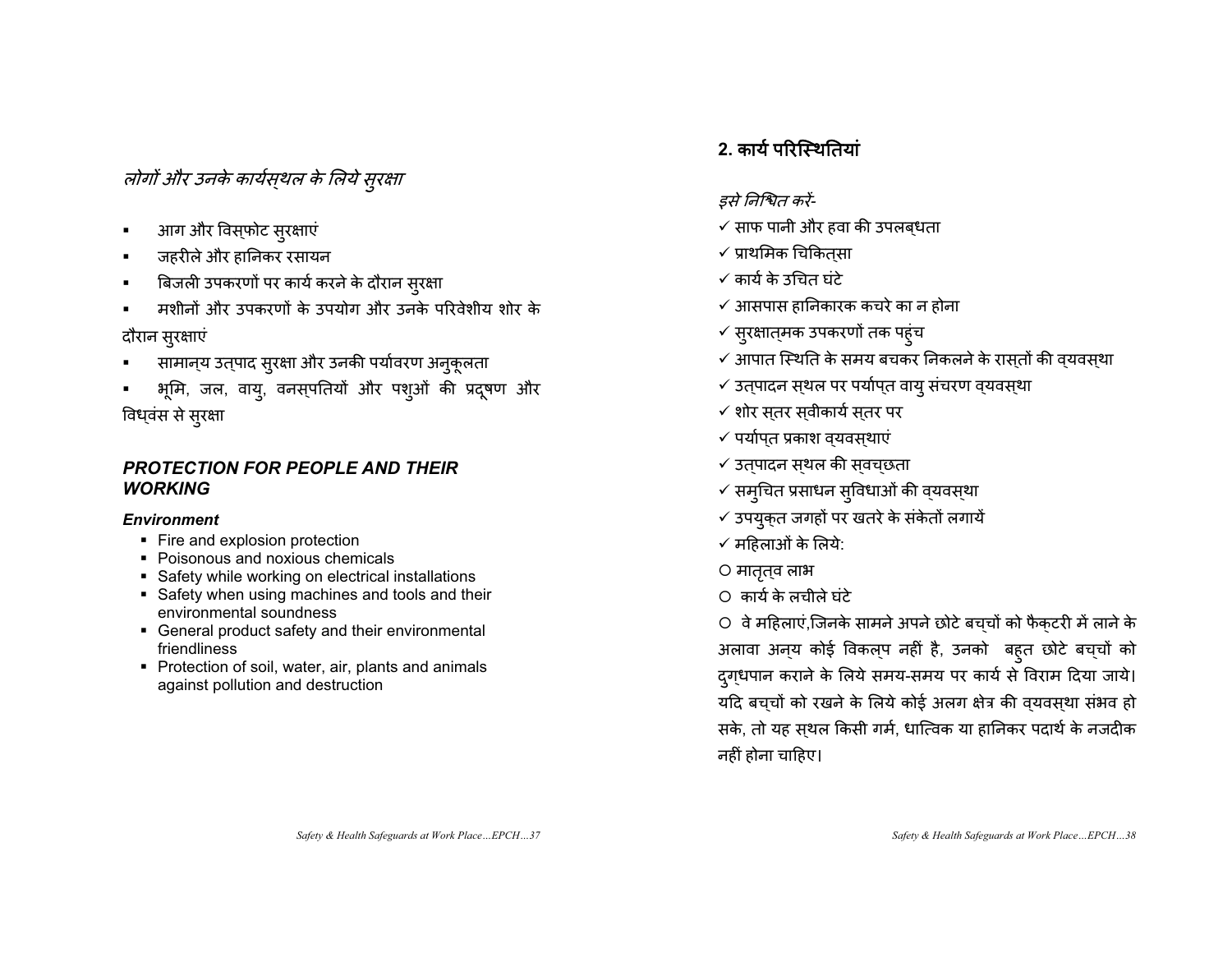*लोगों और उनके कार्यस्थल के लिये सुरक्षा*

- आग और विस्फोट सुरक्षाएं
- जहरीले और हानिकर रसायन
- बिजली उपकरणों पर कार्य करने के दौरान सुरक्षा
- मशीनों और उपकरणों के उपयोग और उनके परिवेशीय शोर के दौरान सुरक्षाएं
- सामान्य उत्पाद सुरक्षा और उनकी पर्यावरण अनुकूलता
- भूमि, जल, वायु, वनस्पतियों और पशुओं की प्रदूषण और विध्वंस से सुरक्षा

### *PROTECTION FOR PEOPLE AND THEIR WORKING*

***Environment***

- Fire and explosion protection
- Poisonous and noxious chemicals
- Safety while working on electrical installations
- Safety when using machines and tools and their environmental soundness
- General product safety and their environmental friendliness
- Protection of soil, water, air, plants and animals against pollution and destruction

## 2. कार्य परिस्थितियां

*इसे निश्चित करें-*

✓ साफ पानी और हवा की उपलब्धता
✓ प्राथमिक चिकित्सा
✓ कार्य के उचित घंटे
✓ आसपास हानिकारक कचरे का न होना
✓ सुरक्षात्मक उपकरणों तक पहुंच
✓ आपात स्थिति के समय बचकर निकलने के रास्तों की व्यवस्था
✓ उत्पादन स्थल पर पर्याप्त वायु संचरण व्यवस्था
✓ शोर स्तर स्वीकार्य स्तर पर
✓ पर्याप्त प्रकाश व्यवस्थाएं
✓ उत्पादन स्थल की स्वच्छता
✓ समुचित प्रसाधन सुविधाओं की व्यवस्था
✓ उपयुक्त जगहों पर खतरे के संकेतों लगायें
✓ महिलाओं के लिये:

○ मातृत्व लाभ
○ कार्य के लचीले घंटे
○ वे महिलाएं,जिनके सामने अपने छोटे बच्चों को फैक्टरी में लाने के अलावा अन्य कोई विकल्प नहीं है, उनको बहुत छोटे बच्चों को दुग्धपान कराने के लिये समय-समय पर कार्य से विराम दिया जाये। यदि बच्चों को रखने के लिये कोई अलग क्षेत्र की व्यवस्था संभव हो सके, तो यह स्थल किसी गर्म, धात्विक या हानिकर पदार्थ के नजदीक नहीं होना चाहिए।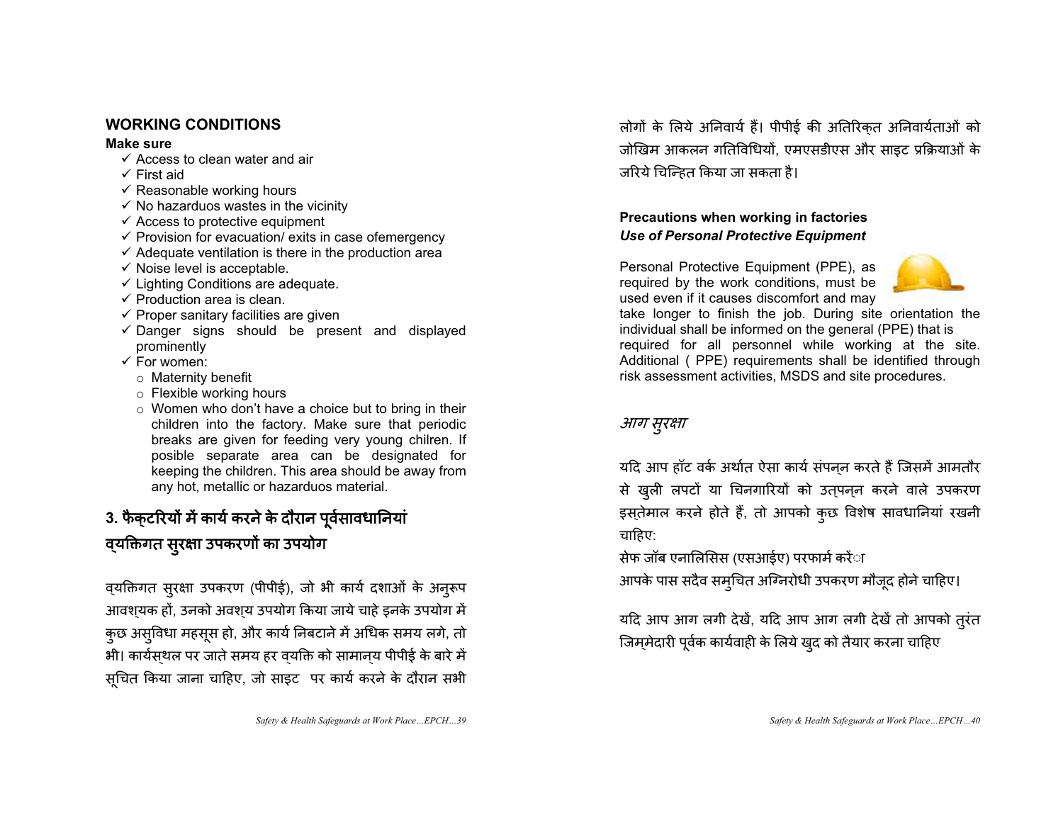## WORKING CONDITIONS

**Make sure**

- ✓ Access to clean water and air
- ✓ First aid
- ✓ Reasonable working hours
- ✓ No hazarduos wastes in the vicinity
- ✓ Access to protective equipment
- ✓ Provision for evacuation/ exits in case ofemergency
- ✓ Adequate ventilation is there in the production area
- ✓ Noise level is acceptable.
- ✓ Lighting Conditions are adequate.
- ✓ Production area is clean.
- ✓ Proper sanitary facilities are given
- ✓ Danger signs should be present and displayed prominently
- ✓ For women:
  - Maternity benefit
  - Flexible working hours
  - Women who don't have a choice but to bring in their children into the factory. Make sure that periodic breaks are given for feeding very young chilren. If posible separate area can be designated for keeping the children. This area should be away from any hot, metallic or hazarduos material.

## 3. फैक्टरियों में कार्य करने के दौरान पूर्वसावधानियां

## व्यक्तिगत सुरक्षा उपकरणों का उपयोग

व्यक्तिगत सुरक्षा उपकरण (पीपीई), जो भी कार्य दशाओं के अनुरूप आवश्यक हों, उनको अवश्य उपयोग किया जाये चाहे इनके उपयोग में कुछ असुविधा महसूस हो, और कार्य निबटाने में अधिक समय लगे, तो भी। कार्यस्थल पर जाते समय हर व्यक्ति को सामान्य पीपीई के बारे में सूचित किया जाना चाहिए, जो साइट पर कार्य करने के दौरान सभी लोगों के लिये अनिवार्य हैं। पीपीई की अतिरिक्त अनिवार्यताओं को जोखिम आकलन गतिविधियों, एमएसडीएस और साइट प्रक्रियाओं के जरिये चिन्हित किया जा सकता है।

**Precautions when working in factories**

***Use of Personal Protective Equipment***

Personal Protective Equipment (PPE), as required by the work conditions, must be used even if it causes discomfort and may take longer to finish the job. During site orientation the individual shall be informed on the general (PPE) that is required for all personnel while working at the site. Additional ( PPE) requirements shall be identified through risk assessment activities, MSDS and site procedures.

### *आग सुरक्षा*

यदि आप हॉट वर्क अर्थात ऐसा कार्य संपन्न करते हैं जिसमें आमतौर से खुली लपटों या चिनगारियों को उत्पन्न करने वाले उपकरण इस्तेमाल करने होते हैं, तो आपको कुछ विशेष सावधानियां रखनी चाहिए:

सेफ जॉब एनालिसिस (एसआईए) परफार्म करें

आपके पास सदैव समुचित अग्निरोधी उपकरण मौजूद होने चाहिए।

यदि आप आग लगी देखें, यदि आप आग लगी देखें तो आपको तुरंत जिम्मेदारी पूर्वक कार्यवाही के लिये खुद को तैयार करना चाहिए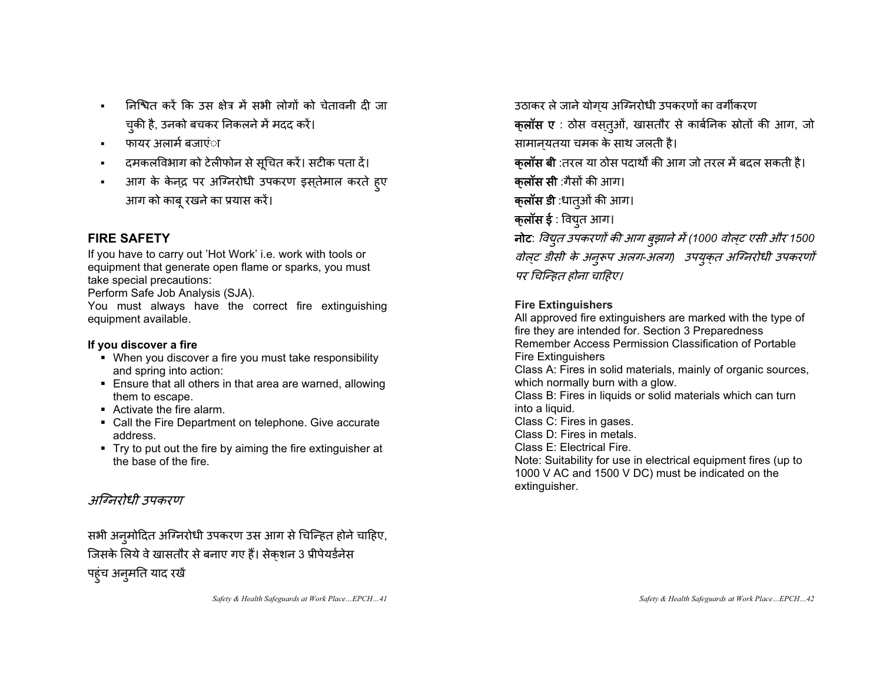- निश्चित करें कि उस क्षेत्र में सभी लोगों को चेतावनी दी जा चुकी है, उनको बचकर निकलने में मदद करें।
- फायर अलार्म बजाएंा
- दमकलविभाग को टेलीफोन से सूचित करें। सटीक पता दें।
- आग के केन्द्र पर अग्निरोधी उपकरण इस्तेमाल करते हुए आग को काबू रखने का प्रयास करें।

## FIRE SAFETY

If you have to carry out 'Hot Work' i.e. work with tools or equipment that generate open flame or sparks, you must take special precautions:
Perform Safe Job Analysis (SJA).
You must always have the correct fire extinguishing equipment available.

**If you discover a fire**

- When you discover a fire you must take responsibility and spring into action:
- Ensure that all others in that area are warned, allowing them to escape.
- Activate the fire alarm.
- Call the Fire Department on telephone. Give accurate address.
- Try to put out the fire by aiming the fire extinguisher at the base of the fire.

## *अग्निरोधी उपकरण*

सभी अनुमोदित अग्निरोधी उपकरण उस आग से चिन्हित होने चाहिए, जिसके लिये वे खासतौर से बनाए गए हैं। सेक्शन 3 प्रीपेयर्डनेस पहुंच अनुमति याद रखें

उठाकर ले जाने योग्य अग्निरोधी उपकरणों का वर्गीकरण

**क्लॉस ए** : ठोस वस्तुओं, खासतौर से कार्बनिक स्रोतों की आग, जो सामान्यतया चमक के साथ जलती है।

**क्लॉस बी** :तरल या ठोस पदार्थों की आग जो तरल में बदल सकती है।

**क्लॉस सी** :गैसों की आग।

**क्लॉस डी** :धातुओं की आग।

**क्लॉस ई** : विद्युत आग।

**नोट**: *विद्युत उपकरणों की आग बुझाने में (1000 वोल्ट एसी और 1500 वोल्ट डीसी के अनुरूप अलग-अलग) उपयुक्त अग्निरोधी उपकरणों पर चिन्हित होना चाहिए।*

**Fire Extinguishers**

All approved fire extinguishers are marked with the type of fire they are intended for. Section 3 Preparedness Remember Access Permission Classification of Portable Fire Extinguishers

Class A: Fires in solid materials, mainly of organic sources, which normally burn with a glow.

Class B: Fires in liquids or solid materials which can turn into a liquid.

Class C: Fires in gases.

Class D: Fires in metals.

Class E: Electrical Fire.

Note: Suitability for use in electrical equipment fires (up to 1000 V AC and 1500 V DC) must be indicated on the extinguisher.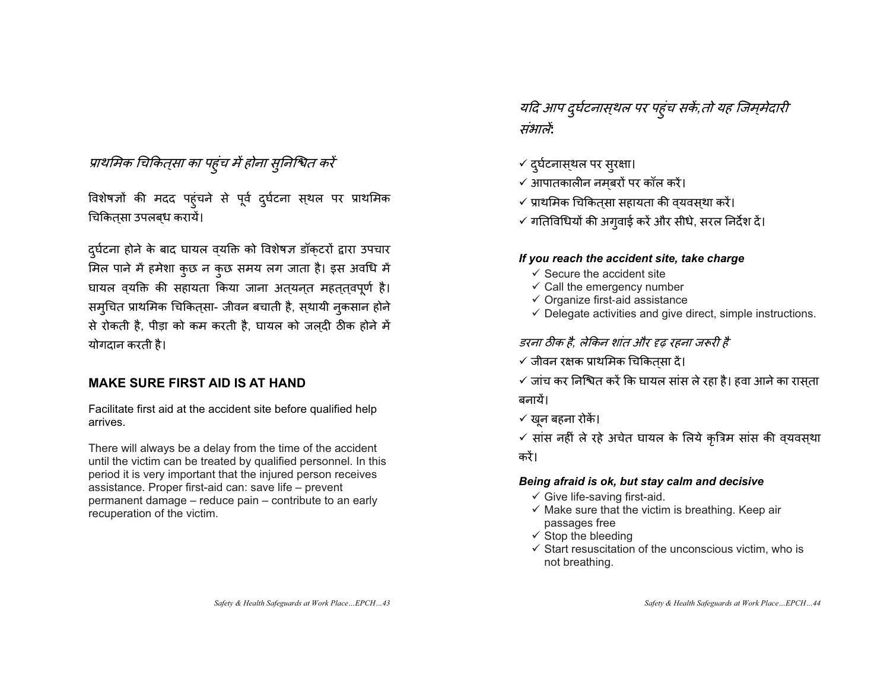*प्राथमिक चिकित्सा का पहुंच में होना सुनिश्चित करें*

विशेषज्ञों की मदद पहुंचने से पूर्व दुर्घटना स्थल पर प्राथमिक चिकित्सा उपलब्ध करायें।

दुर्घटना होने के बाद घायल व्यक्ति को विशेषज्ञ डॉक्टरों द्वारा उपचार मिल पाने में हमेशा कुछ न कुछ समय लग जाता है। इस अवधि में घायल व्यक्ति की सहायता किया जाना अत्यन्त महत्त्वपूर्ण है। समुचित प्राथमिक चिकित्सा- जीवन बचाती है, स्थायी नुकसान होने से रोकती है, पीड़ा को कम करती है, घायल को जल्दी ठीक होने में योगदान करती है।

## MAKE SURE FIRST AID IS AT HAND

Facilitate first aid at the accident site before qualified help arrives.

There will always be a delay from the time of the accident until the victim can be treated by qualified personnel. In this period it is very important that the injured person receives assistance. Proper first-aid can: save life – prevent permanent damage – reduce pain – contribute to an early recuperation of the victim.

*यदि आप दुर्घटनास्थल पर पहुंच सकें,तो यह जिम्मेदारी संभालें:*

- ✓ दुर्घटनास्थल पर सुरक्षा।
- ✓ आपातकालीन नम्बरों पर कॉल करें।
- ✓ प्राथमिक चिकित्सा सहायता की व्यवस्था करें।
- ✓ गतिविधियों की अगुवाई करें और सीधे, सरल निर्देश दें।

***If you reach the accident site, take charge***

- ✓ Secure the accident site
- ✓ Call the emergency number
- ✓ Organize first-aid assistance
- ✓ Delegate activities and give direct, simple instructions.

*डरना ठीक है, लेकिन शांत और दृढ़ रहना जरूरी है*

- ✓ जीवन रक्षक प्राथमिक चिकित्सा दें।
- ✓ जांच कर निश्चित करें कि घायल सांस ले रहा है। हवा आने का रास्ता बनायें।
- ✓ खून बहना रोकें।
- ✓ सांस नहीं ले रहे अचेत घायल के लिये कृत्रिम सांस की व्यवस्था करें।

***Being afraid is ok, but stay calm and decisive***

- ✓ Give life-saving first-aid.
- ✓ Make sure that the victim is breathing. Keep air passages free
- ✓ Stop the bleeding
- ✓ Start resuscitation of the unconscious victim, who is not breathing.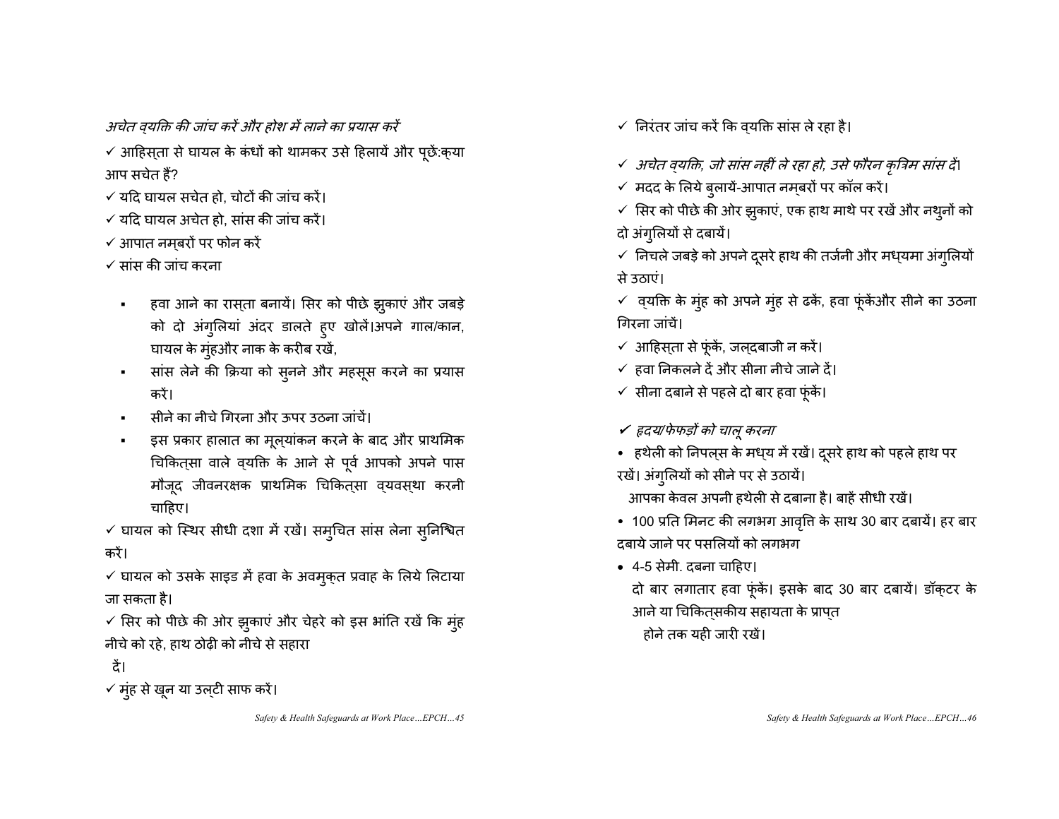*अचेत व्यक्ति की जांच करें और होश में लाने का प्रयास करें*

✓ आहिस्ता से घायल के कंधों को थामकर उसे हिलायें और पूछेंःक्या आप सचेत हैं?

✓ यदि घायल सचेत हो, चोटों की जांच करें।

✓ यदि घायल अचेत हो, सांस की जांच करें।

✓ आपात नम्बरों पर फोन करें

✓ सांस की जांच करना

- हवा आने का रास्ता बनायें। सिर को पीछे झुकाएं और जबड़े को दो अंगुलियां अंदर डालते हुए खोलें।अपने गाल/कान, घायल के मुंहऔर नाक के करीब रखें,
- सांस लेने की क्रिया को सुनने और महसूस करने का प्रयास करें।
- सीने का नीचे गिरना और ऊपर उठना जांचें।
- इस प्रकार हालात का मूल्यांकन करने के बाद और प्राथमिक चिकित्सा वाले व्यक्ति के आने से पूर्व आपको अपने पास मौजूद जीवनरक्षक प्राथमिक चिकित्सा व्यवस्था करनी चाहिए।

✓ घायल को स्थिर सीधी दशा में रखें। समुचित सांस लेना सुनिश्चित करें।

✓ घायल को उसके साइड में हवा के अवमुक्त प्रवाह के लिये लिटाया जा सकता है।

✓ सिर को पीछे की ओर झुकाएं और चेहरे को इस भांति रखें कि मुंह नीचे को रहे, हाथ ठोढ़ी को नीचे से सहारा दें।

✓ मुंह से खून या उल्टी साफ करें।

✓ निरंतर जांच करें कि व्यक्ति सांस ले रहा है।

✓ *अचेत व्यक्ति, जो सांस नहीं ले रहा हो, उसे फौरन कृत्रिम सांस दें।*

✓ मदद के लिये बुलायें-आपात नम्बरों पर कॉल करें।

✓ सिर को पीछे की ओर झुकाएं, एक हाथ माथे पर रखें और नथुनों को दो अंगुलियों से दबायें।

✓ निचले जबड़े को अपने दूसरे हाथ की तर्जनी और मध्यमा अंगुलियों से उठाएं।

✓ व्यक्ति के मुंह को अपने मुंह से ढकें, हवा फूंकेंऔर सीने का उठना गिरना जांचें।

✓ आहिस्ता से फूंकें, जल्दबाजी न करें।

✓ हवा निकलने दें और सीना नीचे जाने दें।

✓ सीना दबाने से पहले दो बार हवा फूंकें।

✓ *हृदय/फेफड़ों को चालू करना*

- हथेली को निपल्स के मध्य में रखें। दूसरे हाथ को पहले हाथ पर रखें। अंगुलियों को सीने पर से उठायें।
  आपका केवल अपनी हथेली से दबाना है। बाहें सीधी रखें।
- 100 प्रति मिनट की लगभग आवृत्ति के साथ 30 बार दबायें। हर बार दबाये जाने पर पसलियों को लगभग
- 4-5 सेमी. दबना चाहिए।
  दो बार लगातार हवा फूंकें। इसके बाद 30 बार दबायें। डॉक्टर के आने या चिकित्सकीय सहायता के प्राप्त होने तक यही जारी रखें।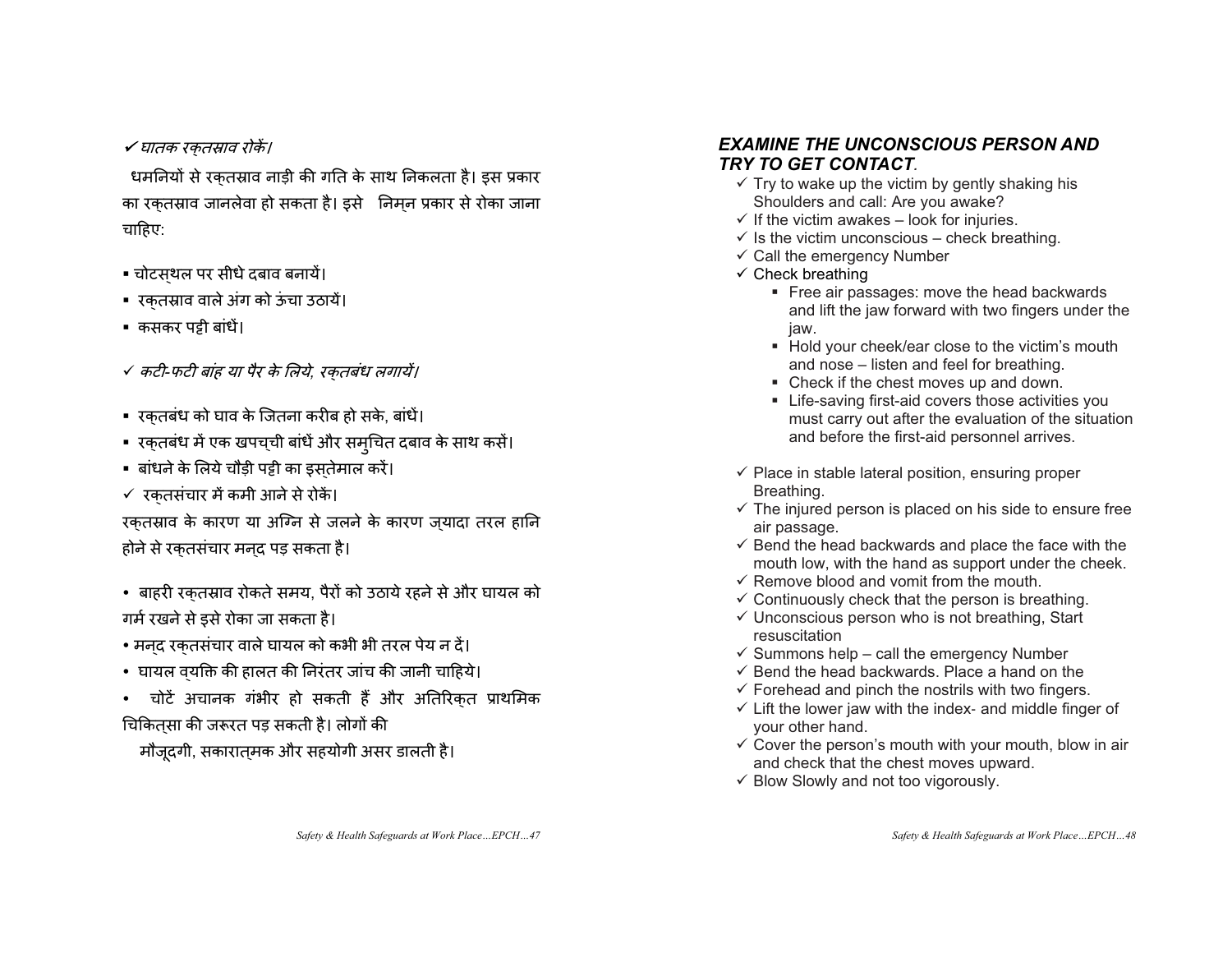✓ *घातक रक्तस्राव रोकें।*

धमनियों से रक्तस्राव नाड़ी की गति के साथ निकलता है। इस प्रकार का रक्तस्राव जानलेवा हो सकता है। इसे निम्न प्रकार से रोका जाना चाहिए:

- चोटस्थल पर सीधे दबाव बनायें।
- रक्तस्राव वाले अंग को ऊंचा उठायें।
- कसकर पट्टी बांधें।

✓ *कटी-फटी बांह या पैर के लिये, रक्तबंध लगायें।*

- रक्तबंध को घाव के जितना करीब हो सके, बांधें।
- रक्तबंध में एक खपच्ची बांधें और समुचित दबाव के साथ कसें।
- बांधने के लिये चौड़ी पट्टी का इस्तेमाल करें।

✓ रक्तसंचार में कमी आने से रोकें।

रक्तस्राव के कारण या अग्नि से जलने के कारण ज्यादा तरल हानि होने से रक्तसंचार मन्द पड़ सकता है।

- बाहरी रक्तस्राव रोकते समय, पैरों को उठाये रहने से और घायल को गर्म रखने से इसे रोका जा सकता है।
- मन्द रक्तसंचार वाले घायल को कभी भी तरल पेय न दें।
- घायल व्यक्ति की हालत की निरंतर जांच की जानी चाहिये।
- चोटें अचानक गंभीर हो सकती हैं और अतिरिक्त प्राथमिक चिकित्सा की जरूरत पड़ सकती है। लोगों की मौजूदगी, सकारात्मक और सहयोगी असर डालती है।

### *EXAMINE THE UNCONSCIOUS PERSON AND TRY TO GET CONTACT.*

- ✓ Try to wake up the victim by gently shaking his Shoulders and call: Are you awake?
- ✓ If the victim awakes – look for injuries.
- ✓ Is the victim unconscious – check breathing.
- ✓ Call the emergency Number
- ✓ Check breathing
  - Free air passages: move the head backwards and lift the jaw forward with two fingers under the jaw.
  - Hold your cheek/ear close to the victim's mouth and nose – listen and feel for breathing.
  - Check if the chest moves up and down.
  - Life-saving first-aid covers those activities you must carry out after the evaluation of the situation and before the first-aid personnel arrives.

- ✓ Place in stable lateral position, ensuring proper Breathing.
- ✓ The injured person is placed on his side to ensure free air passage.
- ✓ Bend the head backwards and place the face with the mouth low, with the hand as support under the cheek.
- ✓ Remove blood and vomit from the mouth.
- ✓ Continuously check that the person is breathing.
- ✓ Unconscious person who is not breathing, Start resuscitation
- ✓ Summons help – call the emergency Number
- ✓ Bend the head backwards. Place a hand on the
- ✓ Forehead and pinch the nostrils with two fingers.
- ✓ Lift the lower jaw with the index- and middle finger of your other hand.
- ✓ Cover the person's mouth with your mouth, blow in air and check that the chest moves upward.
- ✓ Blow Slowly and not too vigorously.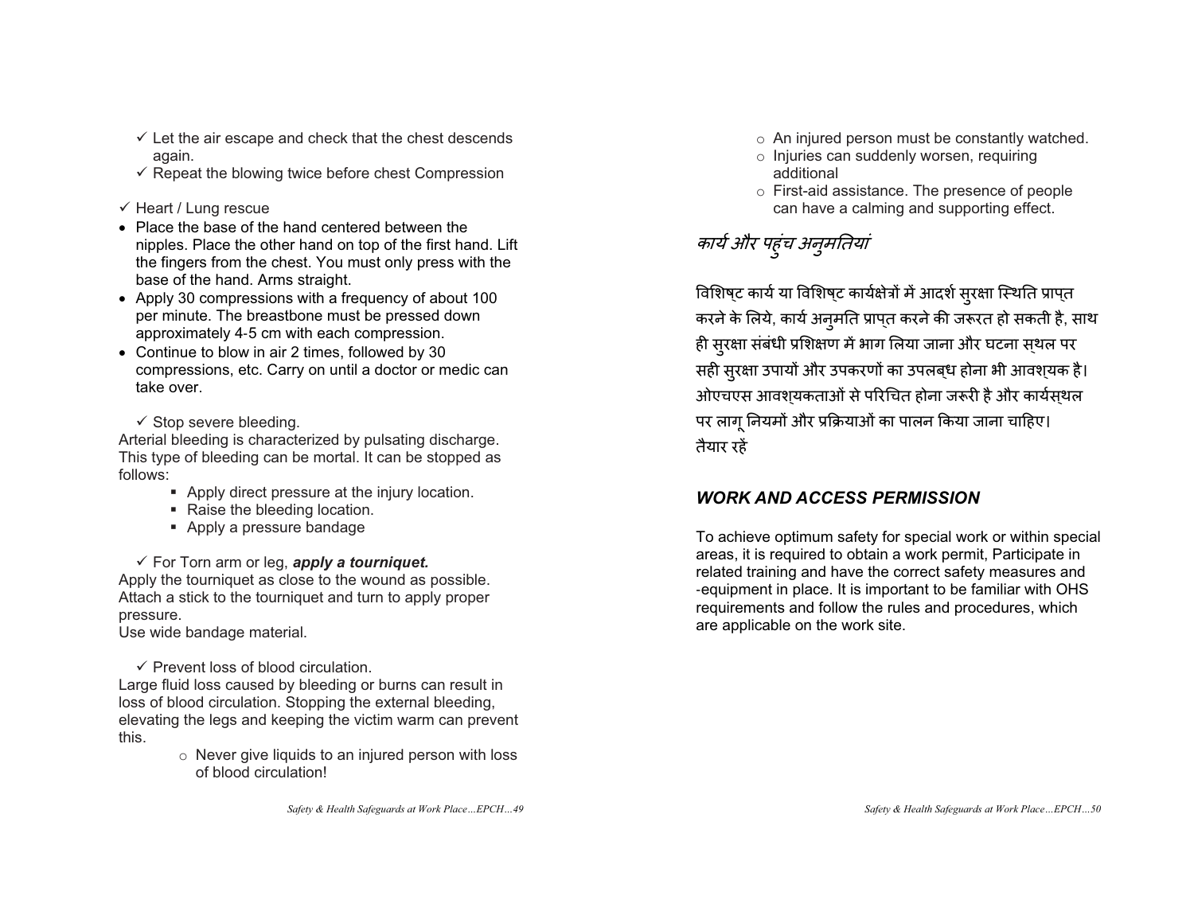- ✓ Let the air escape and check that the chest descends again.
- ✓ Repeat the blowing twice before chest Compression

✓ Heart / Lung rescue

- Place the base of the hand centered between the nipples. Place the other hand on top of the first hand. Lift the fingers from the chest. You must only press with the base of the hand. Arms straight.
- Apply 30 compressions with a frequency of about 100 per minute. The breastbone must be pressed down approximately 4-5 cm with each compression.
- Continue to blow in air 2 times, followed by 30 compressions, etc. Carry on until a doctor or medic can take over.

✓ Stop severe bleeding.

Arterial bleeding is characterized by pulsating discharge. This type of bleeding can be mortal. It can be stopped as follows:

- Apply direct pressure at the injury location.
- Raise the bleeding location.
- Apply a pressure bandage

✓ For Torn arm or leg, ***apply a tourniquet.***

Apply the tourniquet as close to the wound as possible. Attach a stick to the tourniquet and turn to apply proper pressure.

Use wide bandage material.

✓ Prevent loss of blood circulation.

Large fluid loss caused by bleeding or burns can result in loss of blood circulation. Stopping the external bleeding, elevating the legs and keeping the victim warm can prevent this.

- Never give liquids to an injured person with loss of blood circulation!
- An injured person must be constantly watched.
- Injuries can suddenly worsen, requiring additional
- First-aid assistance. The presence of people can have a calming and supporting effect.

## *कार्य और पहुंच अनुमतियां*

विशिष्ट कार्य या विशिष्ट कार्यक्षेत्रों में आदर्श सुरक्षा स्थिति प्राप्त करने के लिये, कार्य अनुमति प्राप्त करने की जरूरत हो सकती है, साथ ही सुरक्षा संबंधी प्रशिक्षण में भाग लिया जाना और घटना स्थल पर सही सुरक्षा उपायों और उपकरणों का उपलब्ध होना भी आवश्यक है। ओएचएस आवश्यकताओं से परिचित होना जरूरी है और कार्यस्थल पर लागू नियमों और प्रक्रियाओं का पालन किया जाना चाहिए। तैयार रहें

## *WORK AND ACCESS PERMISSION*

To achieve optimum safety for special work or within special areas, it is required to obtain a work permit, Participate in related training and have the correct safety measures and -equipment in place. It is important to be familiar with OHS requirements and follow the rules and procedures, which are applicable on the work site.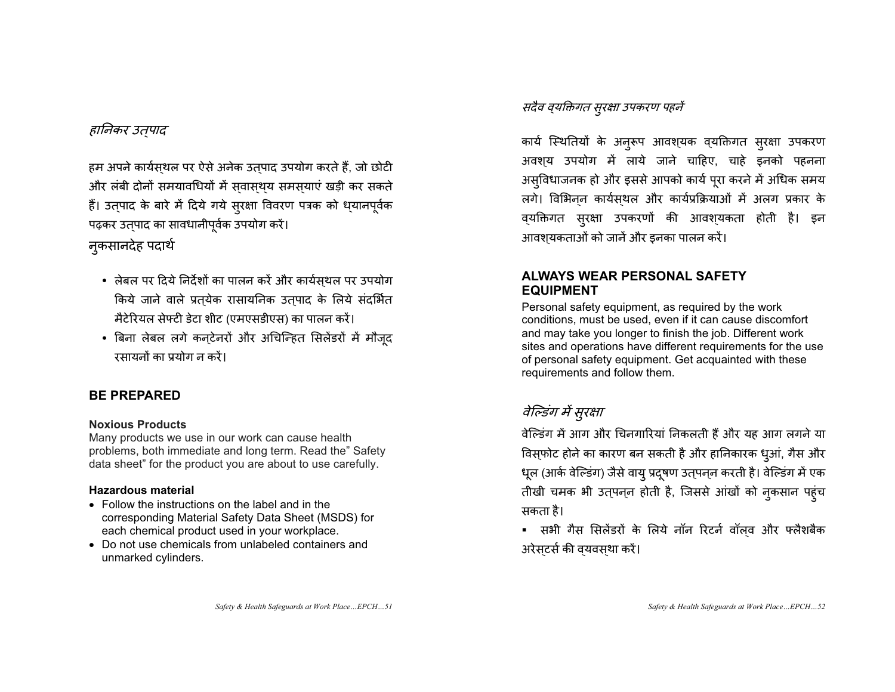*हानिकर उत्पाद*

हम अपने कार्यस्थल पर ऐसे अनेक उत्पाद उपयोग करते हैं, जो छोटी और लंबी दोनों समयावधियों में स्वास्थ्य समस्याएं खड़ी कर सकते हैं। उत्पाद के बारे में दिये गये सुरक्षा विवरण पत्रक को ध्यानपूर्वक पढ़कर उत्पाद का सावधानीपूर्वक उपयोग करें।

नुकसानदेह पदार्थ

- लेबल पर दिये निर्देशों का पालन करें और कार्यस्थल पर उपयोग किये जाने वाले प्रत्येक रासायनिक उत्पाद के लिये संदर्भित मैटेरियल सेफ्टी डेटा शीट (एमएसडीएस) का पालन करें।
- बिना लेबल लगे कन्टेनरों और अचिन्हित सिलेंडरों में मौजूद रसायनों का प्रयोग न करें।

## BE PREPARED

**Noxious Products**

Many products we use in our work can cause health problems, both immediate and long term. Read the" Safety data sheet" for the product you are about to use carefully.

**Hazardous material**

- Follow the instructions on the label and in the corresponding Material Safety Data Sheet (MSDS) for each chemical product used in your workplace.
- Do not use chemicals from unlabeled containers and unmarked cylinders.

*सदैव व्यक्तिगत सुरक्षा उपकरण पहनें*

कार्य स्थितियों के अनुरूप आवश्यक व्यक्तिगत सुरक्षा उपकरण अवश्य उपयोग में लाये जाने चाहिए, चाहे इनको पहनना असुविधाजनक हो और इससे आपको कार्य पूरा करने में अधिक समय लगे। विभिन्न कार्यस्थल और कार्यप्रक्रियाओं में अलग प्रकार के व्यक्तिगत सुरक्षा उपकरणों की आवश्यकता होती है। इन आवश्यकताओं को जानें और इनका पालन करें।

## ALWAYS WEAR PERSONAL SAFETY EQUIPMENT

Personal safety equipment, as required by the work conditions, must be used, even if it can cause discomfort and may take you longer to finish the job. Different work sites and operations have different requirements for the use of personal safety equipment. Get acquainted with these requirements and follow them.

*वेल्डिंग में सुरक्षा*

वेल्डिंग में आग और चिनगारियां निकलती हैं और यह आग लगने या विस्फोट होने का कारण बन सकती है और हानिकारक धुआं, गैस और धूल (आर्क वेल्डिंग) जैसे वायु प्रदूषण उत्पन्न करती है। वेल्डिंग में एक तीखी चमक भी उत्पन्न होती है, जिससे आंखों को नुकसान पहुंच सकता है।

- सभी गैस सिलेंडरों के लिये नॉन रिटर्न वॉल्व और फ्लैशबैक अरेस्टर्स की व्यवस्था करें।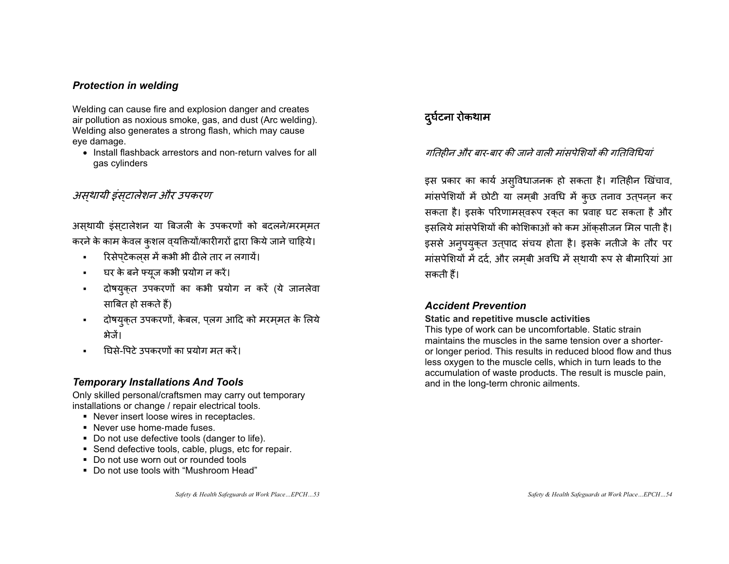### *Protection in welding*

Welding can cause fire and explosion danger and creates air pollution as noxious smoke, gas, and dust (Arc welding). Welding also generates a strong flash, which may cause eye damage.

- Install flashback arrestors and non-return valves for all gas cylinders

### *अस्थायी इंस्टालेशन और उपकरण*

अस्थायी इंस्टालेशन या बिजली के उपकरणों को बदलने/मरम्मत करने के काम केवल कुशल व्यक्तियों/कारीगरों द्वारा किये जाने चाहिये।

- रिसेप्टेकल्स में कभी भी ढीले तार न लगायें।
- घर के बने फ्यूज कभी प्रयोग न करें।
- दोषयुक्त उपकरणों का कभी प्रयोग न करें (ये जानलेवा साबित हो सकते हैं)
- दोषयुक्त उपकरणों, केबल, प्लग आदि को मरम्मत के लिये भेजें।
- घिसे-पिटे उपकरणों का प्रयोग मत करें।

### *Temporary Installations And Tools*

Only skilled personal/craftsmen may carry out temporary installations or change / repair electrical tools.

- Never insert loose wires in receptacles.
- Never use home-made fuses.
- Do not use defective tools (danger to life).
- Send defective tools, cable, plugs, etc for repair.
- Do not use worn out or rounded tools
- Do not use tools with “Mushroom Head”

## दुर्घटना रोकथाम

*गतिहीन और बार-बार की जाने वाली मांसपेशियों की गतिविधियां*

इस प्रकार का कार्य असुविधाजनक हो सकता है। गतिहीन खिंचाव, मांसपेशियों में छोटी या लम्बी अवधि में कुछ तनाव उत्पन्न कर सकता है। इसके परिणामस्वरूप रक्त का प्रवाह घट सकता है और इसलिये मांसपेशियों की कोशिकाओं को कम ऑक्सीजन मिल पाती है। इससे अनुपयुक्त उत्पाद संचय होता है। इसके नतीजे के तौर पर मांसपेशियों में दर्द, और लम्बी अवधि में स्थायी रूप से बीमारियां आ सकती हैं।

### *Accident Prevention*

**Static and repetitive muscle activities**

This type of work can be uncomfortable. Static strain maintains the muscles in the same tension over a shorter- or longer period. This results in reduced blood flow and thus less oxygen to the muscle cells, which in turn leads to the accumulation of waste products. The result is muscle pain, and in the long-term chronic ailments.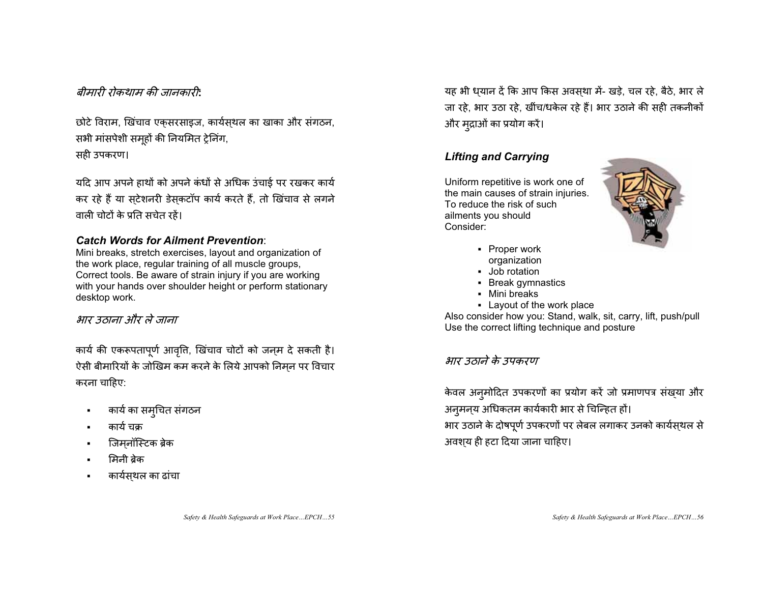## *बीमारी रोकथाम की जानकारी*:

छोटे विराम, खिंचाव एक्सरसाइज, कार्यस्थल का खाका और संगठन, सभी मांसपेशी समूहों की नियमित ट्रेनिंग, सही उपकरण।

यदि आप अपने हाथों को अपने कंधों से अधिक उंचाई पर रखकर कार्य कर रहे हैं या स्टेशनरी डेस्कटॉप कार्य करते हैं, तो खिंचाव से लगने वाली चोटों के प्रति सचेत रहें।

### *Catch Words for Ailment Prevention*:

Mini breaks, stretch exercises, layout and organization of the work place, regular training of all muscle groups, Correct tools. Be aware of strain injury if you are working with your hands over shoulder height or perform stationary desktop work.

## *भार उठाना और ले जाना*

कार्य की एकरूपतापूर्ण आवृत्ति, खिंचाव चोटों को जन्म दे सकती है। ऐसी बीमारियों के जोखिम कम करने के लिये आपको निम्न पर विचार करना चाहिए:

- कार्य का समुचित संगठन
- कार्य चक्र
- जिम्नॉस्टिक ब्रेक
- मिनी ब्रेक
- कार्यस्थल का ढांचा

यह भी ध्यान दें कि आप किस अवस्था में- खड़े, चल रहे, बैठे, भार ले जा रहे, भार उठा रहे, खींच/धकेल रहे हैं। भार उठाने की सही तकनीकों और मुद्राओं का प्रयोग करें।

### *Lifting and Carrying*

Uniform repetitive is work one of the main causes of strain injuries. To reduce the risk of such ailments you should Consider:

- Proper work organization
- Job rotation
- Break gymnastics
- Mini breaks
- Layout of the work place

Also consider how you: Stand, walk, sit, carry, lift, push/pull
Use the correct lifting technique and posture

## *भार उठाने के उपकरण*

केवल अनुमोदित उपकरणों का प्रयोग करें जो प्रमाणपत्र संख्या और अनुमन्य अधिकतम कार्यकारी भार से चिन्हित हों।
भार उठाने के दोषपूर्ण उपकरणों पर लेबल लगाकर उनको कार्यस्थल से अवश्य ही हटा दिया जाना चाहिए।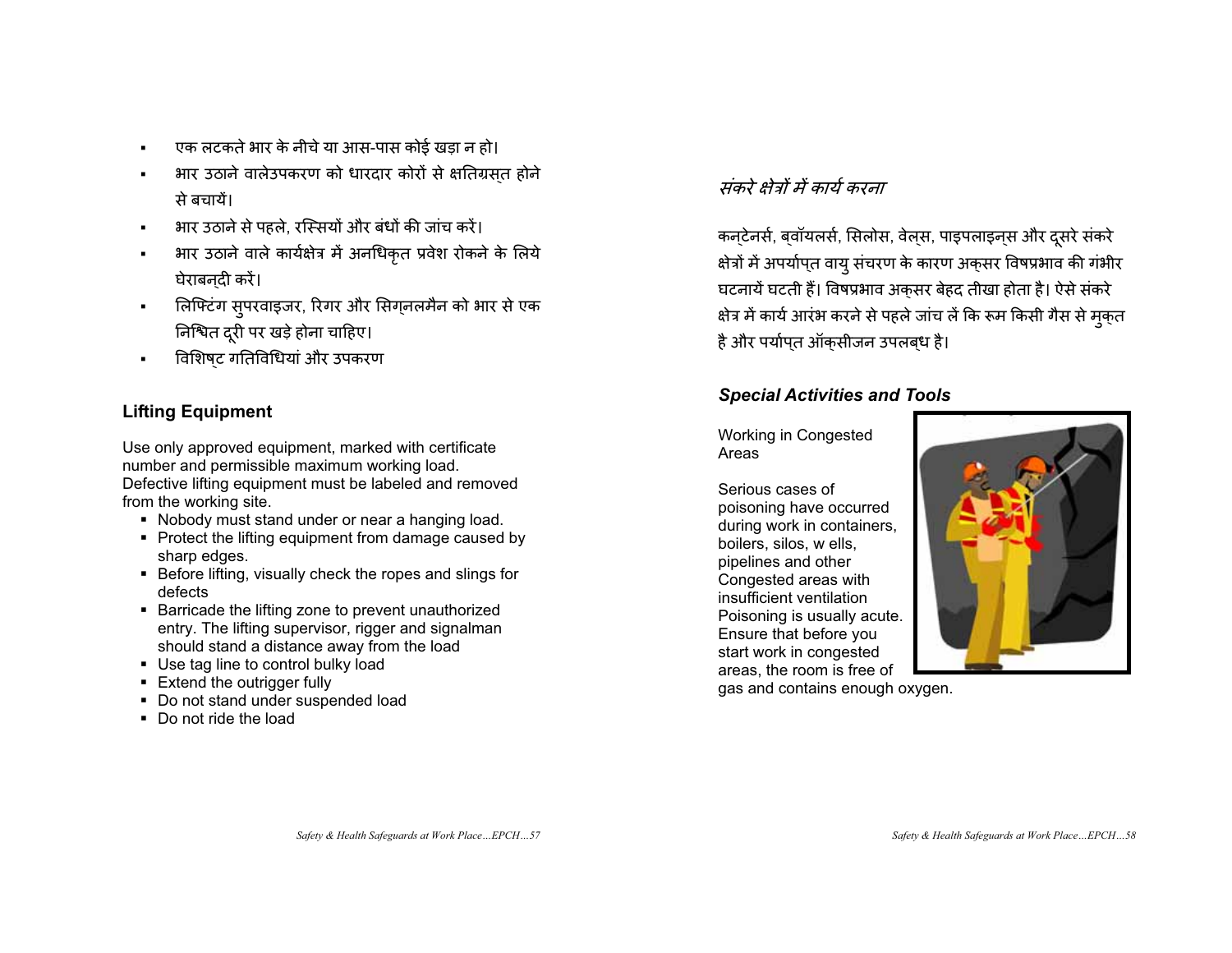- एक लटकते भार के नीचे या आस-पास कोई खड़ा न हो।
- भार उठाने वालेउपकरण को धारदार कोरों से क्षतिग्रस्त होने से बचायें।
- भार उठाने से पहले, रस्सियों और बंधों की जांच करें।
- भार उठाने वाले कार्यक्षेत्र में अनधिकृत प्रवेश रोकने के लिये घेराबन्दी करें।
- लिफ्टिंग सुपरवाइजर, रिगर और सिग्नलमैन को भार से एक निश्चित दूरी पर खड़े होना चाहिए।
- विशिष्ट गतिविधियां और उपकरण

### Lifting Equipment

Use only approved equipment, marked with certificate number and permissible maximum working load. Defective lifting equipment must be labeled and removed from the working site.

- Nobody must stand under or near a hanging load.
- Protect the lifting equipment from damage caused by sharp edges.
- Before lifting, visually check the ropes and slings for defects
- Barricade the lifting zone to prevent unauthorized entry. The lifting supervisor, rigger and signalman should stand a distance away from the load
- Use tag line to control bulky load
- Extend the outrigger fully
- Do not stand under suspended load
- Do not ride the load

### *संकरे क्षेत्रों में कार्य करना*

कन्टेनर्स, ब्वॉयलर्स, सिलोस, वेल्स, पाइपलाइन्स और दूसरे संकरे क्षेत्रों में अपर्याप्त वायु संचरण के कारण अक्सर विषप्रभाव की गंभीर घटनायें घटती हैं। विषप्रभाव अक्सर बेहद तीखा होता है। ऐसे संकरे क्षेत्र में कार्य आरंभ करने से पहले जांच लें कि रूम किसी गैस से मुक्त है और पर्याप्त ऑक्सीजन उपलब्ध है।

### *Special Activities and Tools*

Working in Congested Areas

Serious cases of poisoning have occurred during work in containers, boilers, silos, w ells, pipelines and other Congested areas with insufficient ventilation Poisoning is usually acute. Ensure that before you start work in congested areas, the room is free of gas and contains enough oxygen.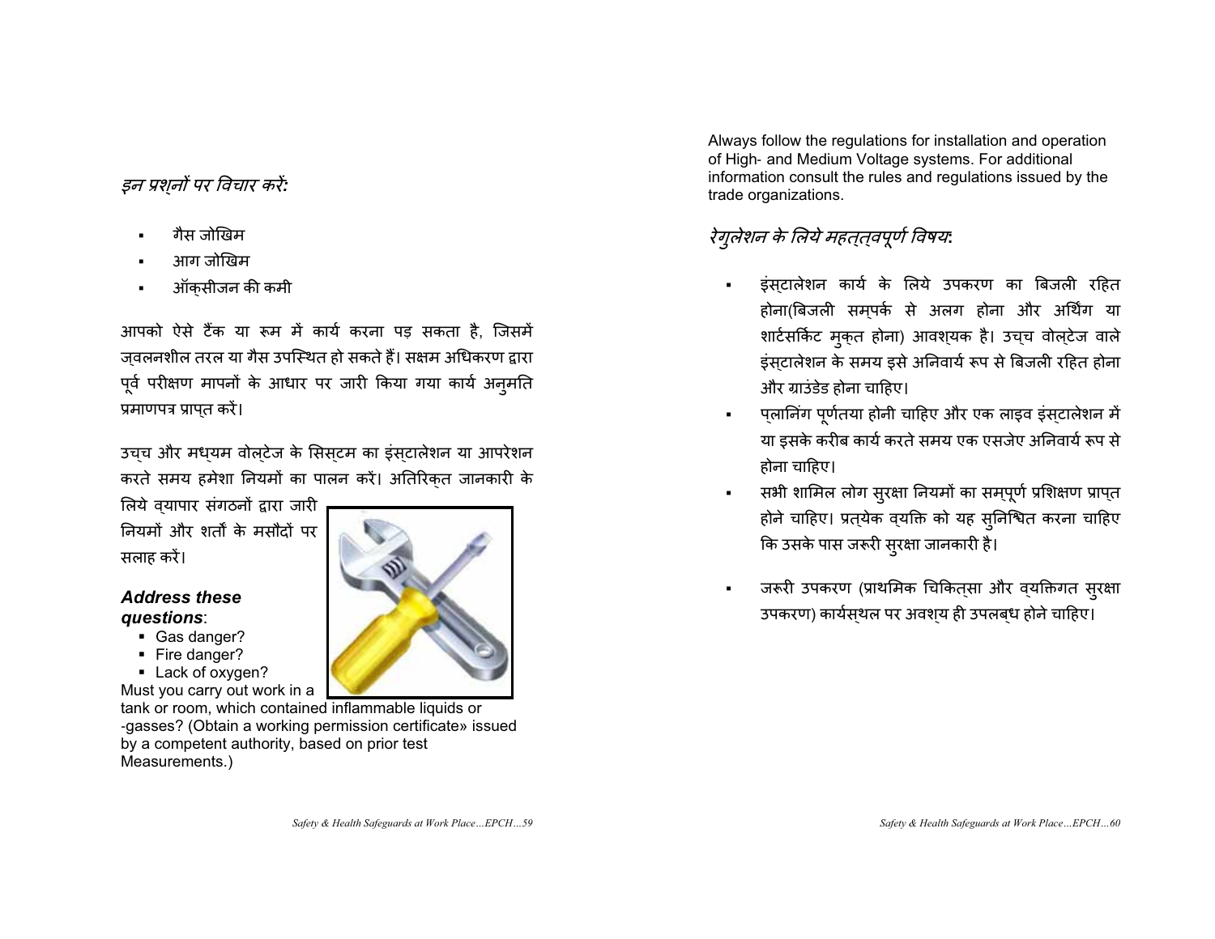*इन प्रश्नों पर विचार करें:*

- गैस जोखिम
- आग जोखिम
- ऑक्सीजन की कमी

आपको ऐसे टैंक या रूम में कार्य करना पड़ सकता है, जिसमें ज्वलनशील तरल या गैस उपस्थित हो सकते हैं। सक्षम अधिकरण द्वारा पूर्व परीक्षण मापनों के आधार पर जारी किया गया कार्य अनुमति प्रमाणपत्र प्राप्त करें।

उच्च और मध्यम वोल्टेज के सिस्टम का इंस्टालेशन या आपरेशन करते समय हमेशा नियमों का पालन करें। अतिरिक्त जानकारी के लिये व्यापार संगठनों द्वारा जारी नियमों और शर्तों के मसौदों पर सलाह करें।

***Address these questions***:

- Gas danger?
- Fire danger?
- Lack of oxygen?

Must you carry out work in a tank or room, which contained inflammable liquids or -gasses? (Obtain a working permission certificate» issued by a competent authority, based on prior test Measurements.)

Always follow the regulations for installation and operation of High- and Medium Voltage systems. For additional information consult the rules and regulations issued by the trade organizations.

*रेगुलेशन के लिये महत्त्वपूर्ण विषय:*

- इंस्टालेशन कार्य के लिये उपकरण का बिजली रहित होना(बिजली सम्पर्क से अलग होना और अर्थिंग या शार्टसर्किट मुक्त होना) आवश्यक है। उच्च वोल्टेज वाले इंस्टालेशन के समय इसे अनिवार्य रूप से बिजली रहित होना और ग्राउंडेड होना चाहिए।
- प्लानिंग पूर्णतया होनी चाहिए और एक लाइव इंस्टालेशन में या इसके करीब कार्य करते समय एक एसजेए अनिवार्य रूप से होना चाहिए।
- सभी शामिल लोग सुरक्षा नियमों का सम्पूर्ण प्रशिक्षण प्राप्त होने चाहिए। प्रत्येक व्यक्ति को यह सुनिश्चित करना चाहिए कि उसके पास जरूरी सुरक्षा जानकारी है।
- जरूरी उपकरण (प्राथमिक चिकित्सा और व्यक्तिगत सुरक्षा उपकरण) कार्यस्थल पर अवश्य ही उपलब्ध होने चाहिए।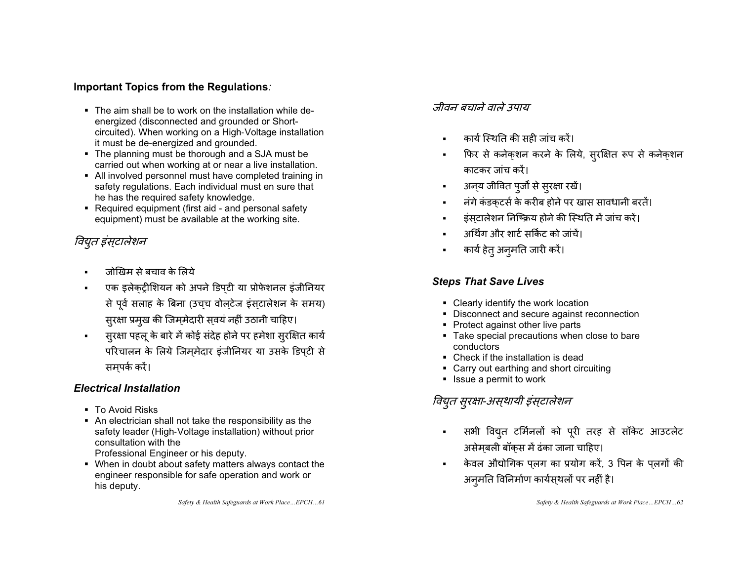**Important Topics from the Regulations***:*

- The aim shall be to work on the installation while de-energized (disconnected and grounded or Short-circuited). When working on a High-Voltage installation it must be de-energized and grounded.
- The planning must be thorough and a SJA must be carried out when working at or near a live installation.
- All involved personnel must have completed training in safety regulations. Each individual must en sure that he has the required safety knowledge.
- Required equipment (first aid - and personal safety equipment) must be available at the working site.

## *विद्युत इंस्टालेशन*

- जोखिम से बचाव के लिये
- एक इलेक्ट्रीशियन को अपने डिप्टी या प्रोफेशनल इंजीनियर से पूर्व सलाह के बिना (उच्च वोल्टेज इंस्टालेशन के समय) सुरक्षा प्रमुख की जिम्मेदारी स्वयं नहीं उठानी चाहिए।
- सुरक्षा पहलू के बारे में कोई संदेह होने पर हमेशा सुरक्षित कार्य परिचालन के लिये जिम्मेदार इंजीनियर या उसके डिप्टी से सम्पर्क करें।

## *Electrical Installation*

- To Avoid Risks
- An electrician shall not take the responsibility as the safety leader (High-Voltage installation) without prior consultation with the
  Professional Engineer or his deputy.
- When in doubt about safety matters always contact the engineer responsible for safe operation and work or his deputy.

## *जीवन बचाने वाले उपाय*

- कार्य स्थिति की सही जांच करें।
- फिर से कनेक्शन करने के लिये, सुरक्षित रूप से कनेक्शन काटकर जांच करें।
- अन्य जीवित पुर्जों से सुरक्षा रखें।
- नंगे कंडक्टर्स के करीब होने पर खास सावधानी बरतें।
- इंस्टालेशन निष्क्रिय होने की स्थिति में जांच करें।
- अर्थिंग और शार्ट सर्किट को जांचें।
- कार्य हेतु अनुमति जारी करें।

## *Steps That Save Lives*

- Clearly identify the work location
- Disconnect and secure against reconnection
- Protect against other live parts
- Take special precautions when close to bare conductors
- Check if the installation is dead
- Carry out earthing and short circuiting
- Issue a permit to work

## *विद्युत सुरक्षा-अस्थायी इंस्टालेशन*

- सभी विद्युत टर्मिनलों को पूरी तरह से सॉकेट आउटलेट असेम्बली बॉक्स में ढंका जाना चाहिए।
- केवल औद्योगिक प्लग का प्रयोग करें, 3 पिन के प्लगों की अनुमति विनिर्माण कार्यस्थलों पर नहीं है।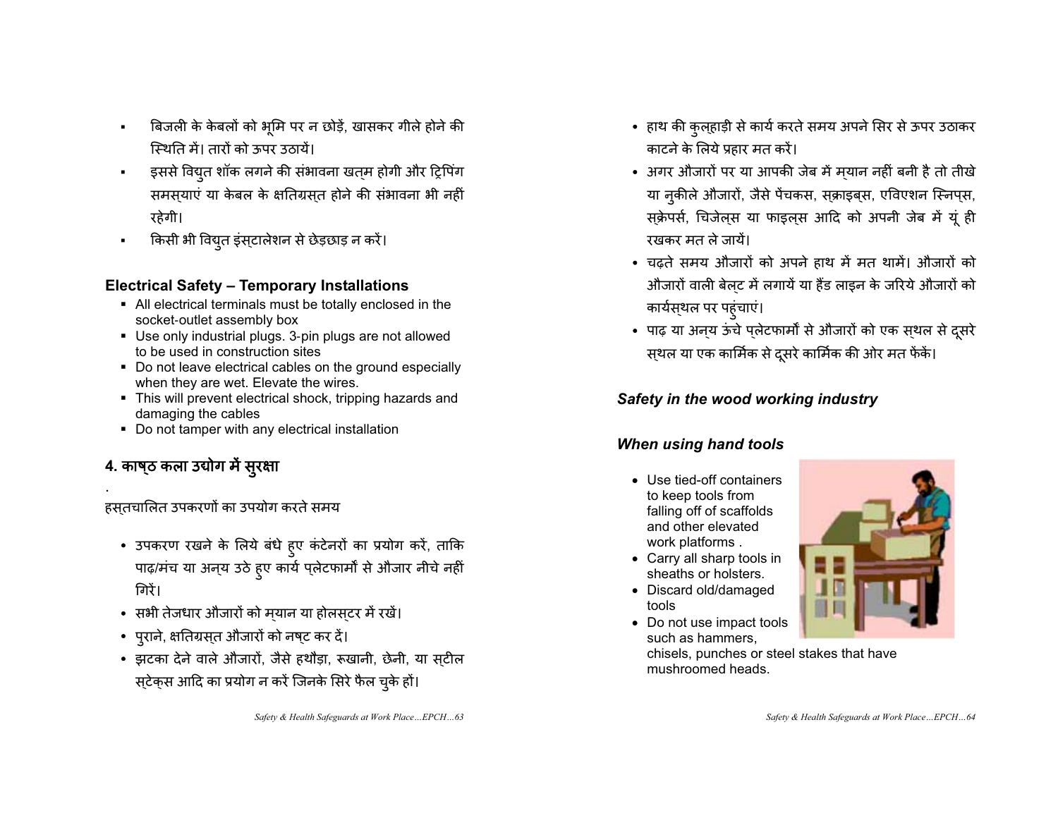- बिजली के केबलों को भूमि पर न छोड़ें, खासकर गीले होने की स्थिति में। तारों को ऊपर उठायें।
- इससे विद्युत शॉक लगने की संभावना खत्म होगी और ट्रिपिंग समस्याएं या केबल के क्षतिग्रस्त होने की संभावना भी नहीं रहेगी।
- किसी भी विद्युत इंस्टालेशन से छेड़छाड़ न करें।

### Electrical Safety – Temporary Installations

- All electrical terminals must be totally enclosed in the socket-outlet assembly box
- Use only industrial plugs. 3-pin plugs are not allowed to be used in construction sites
- Do not leave electrical cables on the ground especially when they are wet. Elevate the wires.
- This will prevent electrical shock, tripping hazards and damaging the cables
- Do not tamper with any electrical installation

## 4. काष्ठ कला उद्योग में सुरक्षा

.

हस्तचालित उपकरणों का उपयोग करते समय

- उपकरण रखने के लिये बंधे हुए कंटेनरों का प्रयोग करें, ताकि पाढ़/मंच या अन्य उठे हुए कार्य प्लेटफार्मों से औजार नीचे नहीं गिरें।
- सभी तेजधार औजारों को म्यान या होलस्टर में रखें।
- पुराने, क्षतिग्रस्त औजारों को नष्ट कर दें।
- झटका देने वाले औजारों, जैसे हथौड़ा, रूखानी, छेनी, या स्टील स्टेक्स आदि का प्रयोग न करें जिनके सिरे फैल चुके हों।
- हाथ की कुल्हाड़ी से कार्य करते समय अपने सिर से ऊपर उठाकर काटने के लिये प्रहार मत करें।
- अगर औजारों पर या आपकी जेब में म्यान नहीं बनी है तो तीखे या नुकीले औजारों, जैसे पेंचकस, स्क्राइब्स, एविएशन स्निप्स, स्क्रेपर्स, चिजेल्स या फाइल्स आदि को अपनी जेब में यूं ही रखकर मत ले जायें।
- चढ़ते समय औजारों को अपने हाथ में मत थामें। औजारों को औजारों वाली बेल्ट में लगायें या हैंड लाइन के जरिये औजारों को कार्यस्थल पर पहुंचाएं।
- पाढ़ या अन्य ऊंचे प्लेटफार्मों से औजारों को एक स्थल से दूसरे स्थल या एक कार्मिक से दूसरे कार्मिक की ओर मत फेंकें।

### *Safety in the wood working industry*

### *When using hand tools*

- Use tied-off containers to keep tools from falling off of scaffolds and other elevated work platforms .
- Carry all sharp tools in sheaths or holsters.
- Discard old/damaged tools
- Do not use impact tools such as hammers, chisels, punches or steel stakes that have mushroomed heads.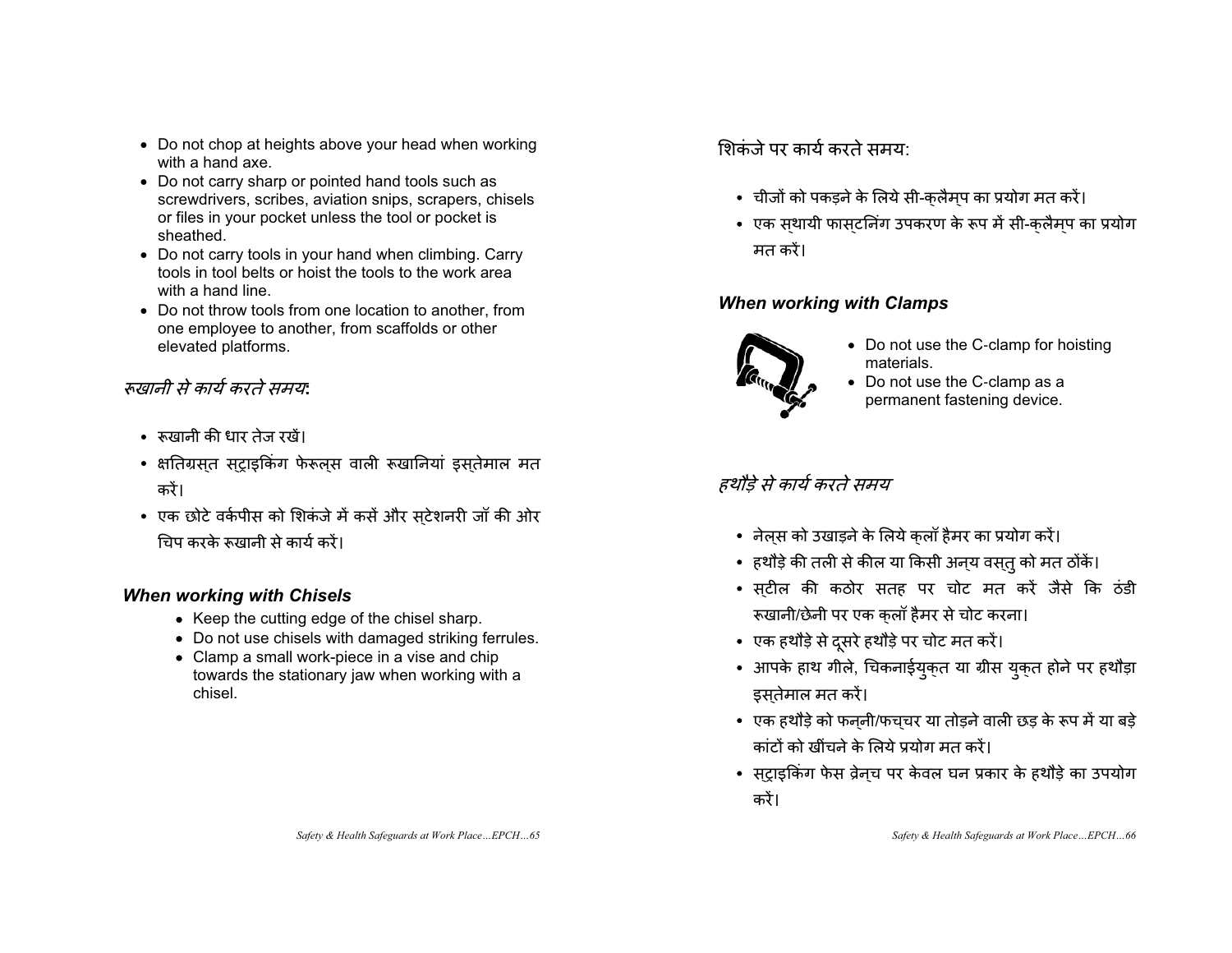- Do not chop at heights above your head when working with a hand axe.
- Do not carry sharp or pointed hand tools such as screwdrivers, scribes, aviation snips, scrapers, chisels or files in your pocket unless the tool or pocket is sheathed.
- Do not carry tools in your hand when climbing. Carry tools in tool belts or hoist the tools to the work area with a hand line.
- Do not throw tools from one location to another, from one employee to another, from scaffolds or other elevated platforms.

### *रूखानी से कार्य करते समय:*

- रूखानी की धार तेज रखें।
- क्षतिग्रस्त स्ट्राइकिंग फेरूल्स वाली रूखानियां इस्तेमाल मत करें।
- एक छोटे वर्कपीस को शिकंजे में कसें और स्टेशनरी जॉ की ओर चिप करके रूखानी से कार्य करें।

### *When working with Chisels*

- Keep the cutting edge of the chisel sharp.
- Do not use chisels with damaged striking ferrules.
- Clamp a small work-piece in a vise and chip towards the stationary jaw when working with a chisel.

### शिकंजे पर कार्य करते समय:

- चीजों को पकड़ने के लिये सी-क्लैम्प का प्रयोग मत करें।
- एक स्थायी फास्टनिंग उपकरण के रूप में सी-क्लैम्प का प्रयोग मत करें।

### *When working with Clamps*

- Do not use the C-clamp for hoisting materials.
- Do not use the C-clamp as a permanent fastening device.

### *हथौड़े से कार्य करते समय*

- नेल्स को उखाड़ने के लिये क्लॉ हैमर का प्रयोग करें।
- हथौड़े की तली से कील या किसी अन्य वस्तु को मत ठोंकें।
- स्टील की कठोर सतह पर चोट मत करें जैसे कि ठंडी रूखानी/छेनी पर एक क्लॉ हैमर से चोट करना।
- एक हथौड़े से दूसरे हथौड़े पर चोट मत करें।
- आपके हाथ गीले, चिकनाईयुक्त या ग्रीस युक्त होने पर हथौड़ा इस्तेमाल मत करें।
- एक हथौड़े को फन्नी/फच्चर या तोड़ने वाली छड़ के रूप में या बड़े कांटों को खींचने के लिये प्रयोग मत करें।
- स्ट्राइकिंग फेस व्रेन्च पर केवल घन प्रकार के हथौड़े का उपयोग करें।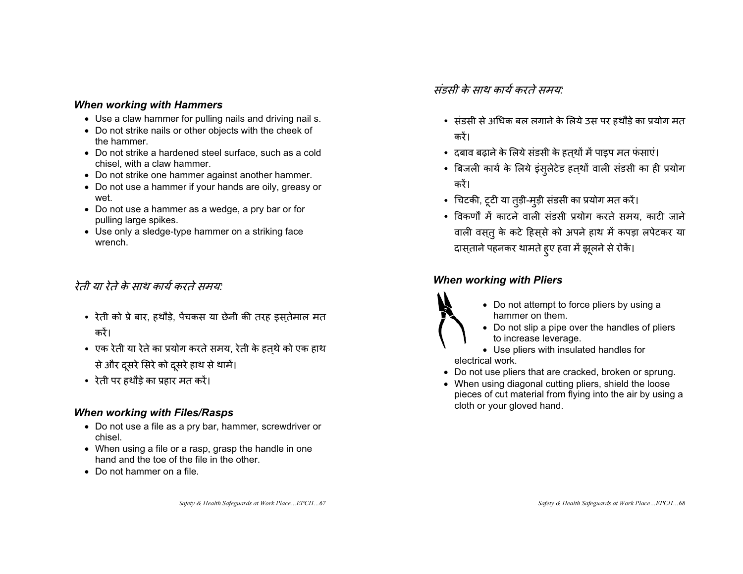### *When working with Hammers*

- Use a claw hammer for pulling nails and driving nail s.
- Do not strike nails or other objects with the cheek of the hammer.
- Do not strike a hardened steel surface, such as a cold chisel, with a claw hammer.
- Do not strike one hammer against another hammer.
- Do not use a hammer if your hands are oily, greasy or wet.
- Do not use a hammer as a wedge, a pry bar or for pulling large spikes.
- Use only a sledge-type hammer on a striking face wrench.

### *रेती या रेते के साथ कार्य करते समय:*

- रेती को प्रे बार, हथौड़े, पेंचकस या छेनी की तरह इस्तेमाल मत करें।
- एक रेती या रेते का प्रयोग करते समय, रेती के हत्थे को एक हाथ से और दूसरे सिरे को दूसरे हाथ से थामें।
- रेती पर हथौड़े का प्रहार मत करें।

### *When working with Files/Rasps*

- Do not use a file as a pry bar, hammer, screwdriver or chisel.
- When using a file or a rasp, grasp the handle in one hand and the toe of the file in the other.
- Do not hammer on a file.

### *संडसी के साथ कार्य करते समय:*

- संडसी से अधिक बल लगाने के लिये उस पर हथौड़े का प्रयोग मत करें।
- दबाव बढ़ाने के लिये संडसी के हत्थों में पाइप मत फंसाएं।
- बिजली कार्य के लिये इंसुलेटेड हत्थों वाली संडसी का ही प्रयोग करें।
- चिटकी, टूटी या तुड़ी-मुड़ी संडसी का प्रयोग मत करें।
- विकर्णों में काटने वाली संडसी प्रयोग करते समय, काटी जाने वाली वस्तु के कटे हिस्से को अपने हाथ में कपड़ा लपेटकर या दास्ताने पहनकर थामते हुए हवा में झूलने से रोकें।

### *When working with Pliers*

- Do not attempt to force pliers by using a hammer on them.
- Do not slip a pipe over the handles of pliers to increase leverage.
- Use pliers with insulated handles for electrical work.
- Do not use pliers that are cracked, broken or sprung.
- When using diagonal cutting pliers, shield the loose pieces of cut material from flying into the air by using a cloth or your gloved hand.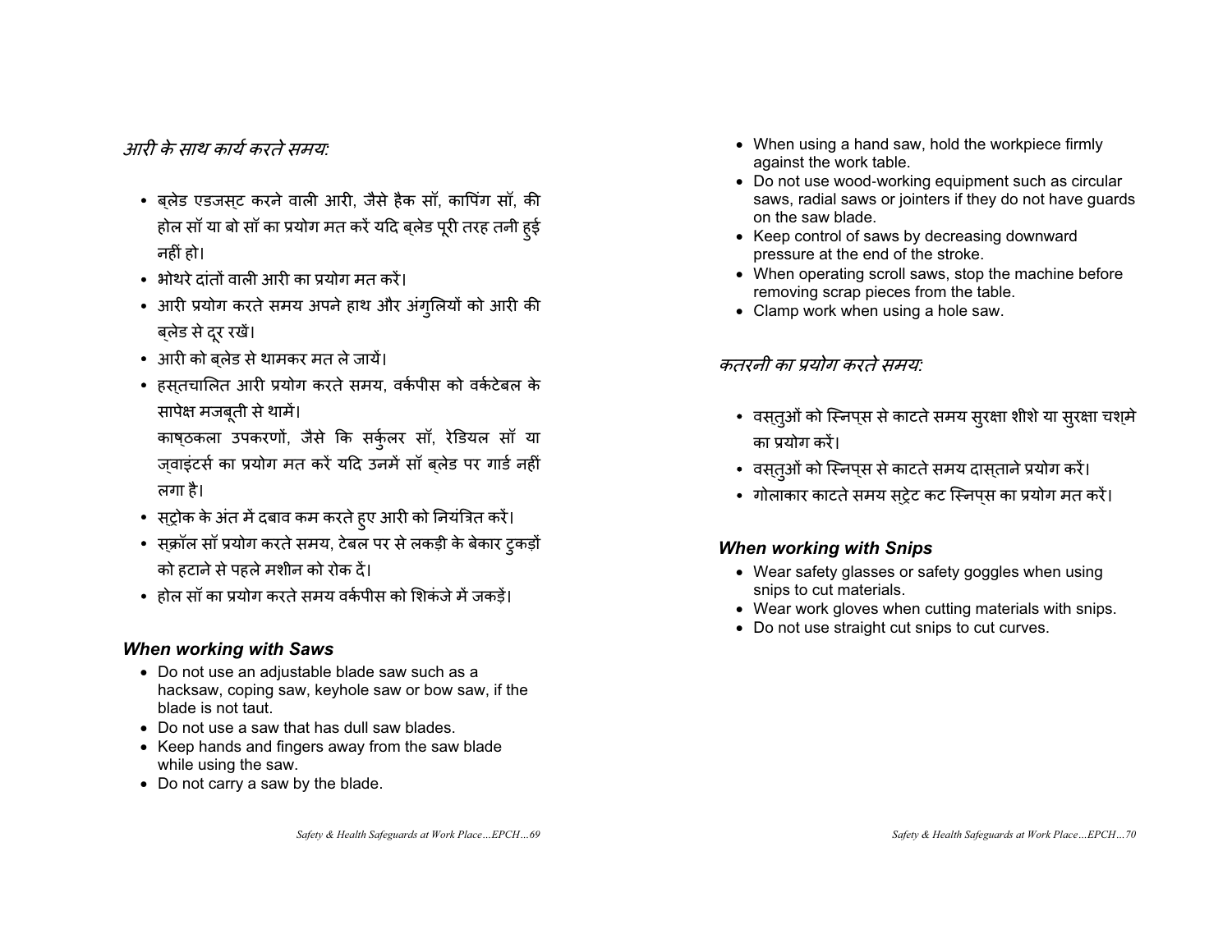*आरी के साथ कार्य करते समय:*

- ब्लेड एडजस्ट करने वाली आरी, जैसे हैक सॉ, कापिंग सॉ, की होल सॉ या बो सॉ का प्रयोग मत करें यदि ब्लेड पूरी तरह तनी हुई नहीं हो।
- भोथरे दांतों वाली आरी का प्रयोग मत करें।
- आरी प्रयोग करते समय अपने हाथ और अंगुलियों को आरी की ब्लेड से दूर रखें।
- आरी को ब्लेड से थामकर मत ले जायें।
- हस्तचालित आरी प्रयोग करते समय, वर्कपीस को वर्कटेबल के सापेक्ष मजबूती से थामें।
  काष्ठकला उपकरणों, जैसे कि सर्कुलर सॉ, रेडियल सॉ या ज्वाइंटर्स का प्रयोग मत करें यदि उनमें सॉ ब्लेड पर गार्ड नहीं लगा है।
- स्ट्रोक के अंत में दबाव कम करते हुए आरी को नियंत्रित करें।
- स्क्रॉल सॉ प्रयोग करते समय, टेबल पर से लकड़ी के बेकार टुकड़ों को हटाने से पहले मशीन को रोक दें।
- होल सॉ का प्रयोग करते समय वर्कपीस को शिकंजे में जकड़ें।

### *When working with Saws*

- Do not use an adjustable blade saw such as a hacksaw, coping saw, keyhole saw or bow saw, if the blade is not taut.
- Do not use a saw that has dull saw blades.
- Keep hands and fingers away from the saw blade while using the saw.
- Do not carry a saw by the blade.
- When using a hand saw, hold the workpiece firmly against the work table.
- Do not use wood-working equipment such as circular saws, radial saws or jointers if they do not have guards on the saw blade.
- Keep control of saws by decreasing downward pressure at the end of the stroke.
- When operating scroll saws, stop the machine before removing scrap pieces from the table.
- Clamp work when using a hole saw.

*कतरनी का प्रयोग करते समय:*

- वस्तुओं को स्निप्स से काटते समय सुरक्षा शीशे या सुरक्षा चश्मे का प्रयोग करें।
- वस्तुओं को स्निप्स से काटते समय दास्ताने प्रयोग करें।
- गोलाकार काटते समय स्ट्रेट कट स्निप्स का प्रयोग मत करें।

### *When working with Snips*

- Wear safety glasses or safety goggles when using snips to cut materials.
- Wear work gloves when cutting materials with snips.
- Do not use straight cut snips to cut curves.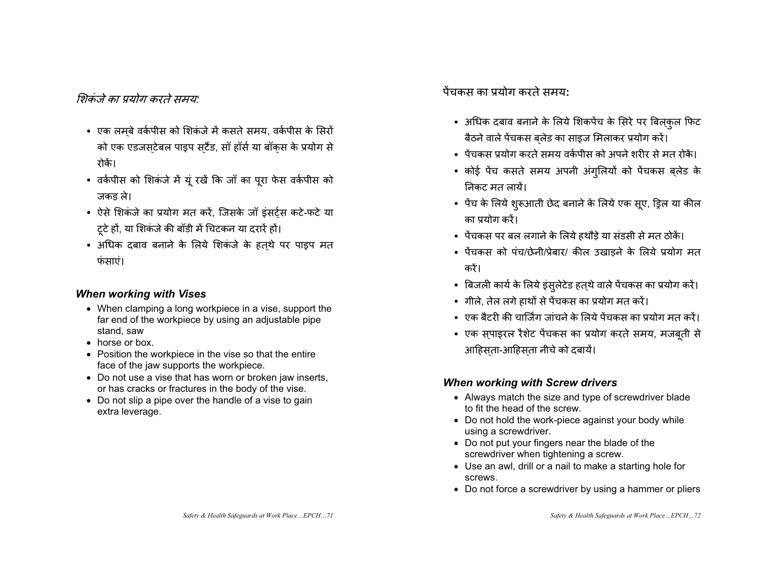*शिकंजे का प्रयोग करते समयः*

- एक लम्बे वर्कपीस को शिकंजे में कसते समय, वर्कपीस के सिरों को एक एडजस्टेबल पाइप स्टैंड, सॉ हॉर्स या बॉक्स के प्रयोग से रोकें।
- वर्कपीस को शिकंजे में यूं रखें कि जॉ का पूरा फेस वर्कपीस को जकड़ ले।
- ऐसे शिकंजे का प्रयोग मत करें, जिसके जॉ इंसर्ट्स कटे-फटे या टूटे हों, या शिकंजे की बॉडी में चिटकन या दरारें हों।
- अधिक दबाव बनाने के लिये शिकंजे के हत्थे पर पाइप मत फंसाएं।

### *When working with Vises*

- When clamping a long workpiece in a vise, support the far end of the workpiece by using an adjustable pipe stand, saw
- horse or box.
- Position the workpiece in the vise so that the entire face of the jaw supports the workpiece.
- Do not use a vise that has worn or broken jaw inserts, or has cracks or fractures in the body of the vise.
- Do not slip a pipe over the handle of a vise to gain extra leverage.

पेंचकस का प्रयोग करते समयः

- अधिक दबाव बनाने के लिये शिकपेंच के सिरे पर बिल्कुल फिट बैठने वाले पेंचकस ब्लेड का साइज मिलाकर प्रयोग करें।
- पेंचकस प्रयोग करते समय वर्कपीस को अपने शरीर से मत रोकें।
- कोई पेंच कसते समय अपनी अंगुलियों को पेंचकस ब्लेड के निकट मत लायें।
- पेंच के लिये शुरूआती छेद बनाने के लिये एक सूए, ड्रिल या कील का प्रयोग करें।
- पेंचकस पर बल लगाने के लिये हथौड़े या संडसी से मत ठोकें।
- पेंचकस को पंच/छेनी/प्रेबार/ कील उखाड़ने के लिये प्रयोग मत करें।
- बिजली कार्य के लिये इंसुलेटेड हत्थे वाले पेंचकस का प्रयोग करें।
- गीले, तेल लगे हाथों से पेंचकस का प्रयोग मत करें।
- एक बैटरी की चार्जिंग जांचने के लिये पेंचकस का प्रयोग मत करें।
- एक स्पाइरल रैशेट पेंचकस का प्रयोग करते समय, मजबूती से आहिस्ता-आहिस्ता नीचे को दबायें।

### *When working with Screw drivers*

- Always match the size and type of screwdriver blade to fit the head of the screw.
- Do not hold the work-piece against your body while using a screwdriver.
- Do not put your fingers near the blade of the screwdriver when tightening a screw.
- Use an awl, drill or a nail to make a starting hole for screws.
- Do not force a screwdriver by using a hammer or pliers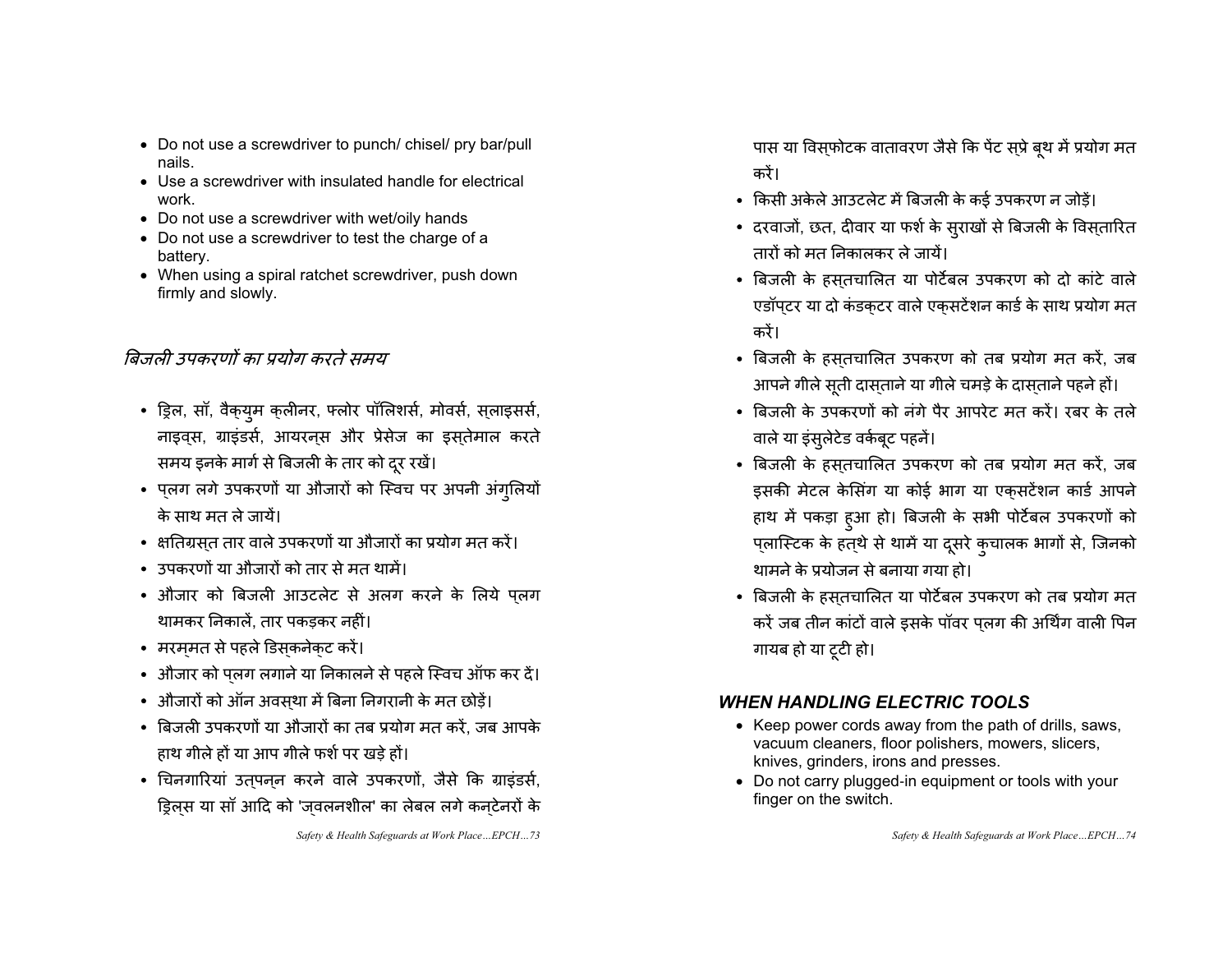- Do not use a screwdriver to punch/ chisel/ pry bar/pull nails.
- Use a screwdriver with insulated handle for electrical work.
- Do not use a screwdriver with wet/oily hands
- Do not use a screwdriver to test the charge of a battery.
- When using a spiral ratchet screwdriver, push down firmly and slowly.

### *बिजली उपकरणों का प्रयोग करते समय*

- ड्रिल, सॉ, वैक्युम क्लीनर, फ्लोर पॉलिशर्स, मोवर्स, स्लाइसर्स, नाइव्स, ग्राइंडर्स, आयरन्स और प्रेसेज का इस्तेमाल करते समय इनके मार्ग से बिजली के तार को दूर रखें।
- प्लग लगे उपकरणों या औजारों को स्विच पर अपनी अंगुलियों के साथ मत ले जायें।
- क्षतिग्रस्त तार वाले उपकरणों या औजारों का प्रयोग मत करें।
- उपकरणों या औजारों को तार से मत थामें।
- औजार को बिजली आउटलेट से अलग करने के लिये प्लग थामकर निकालें, तार पकड़कर नहीं।
- मरम्मत से पहले डिस्कनेक्ट करें।
- औजार को प्लग लगाने या निकालने से पहले स्विच ऑफ कर दें।
- औजारों को ऑन अवस्था में बिना निगरानी के मत छोड़ें।
- बिजली उपकरणों या औजारों का तब प्रयोग मत करें, जब आपके हाथ गीले हों या आप गीले फर्श पर खड़े हों।
- चिनगारियां उत्पन्न करने वाले उपकरणों, जैसे कि ग्राइंडर्स, ड्रिल्स या सॉ आदि को 'ज्वलनशील' का लेबल लगे कन्टेनरों के पास या विस्फोटक वातावरण जैसे कि पेंट स्प्रे बूथ में प्रयोग मत करें।
- किसी अकेले आउटलेट में बिजली के कई उपकरण न जोड़ें।
- दरवाजों, छत, दीवार या फर्श के सुराखों से बिजली के विस्तारित तारों को मत निकालकर ले जायें।
- बिजली के हस्तचालित या पोर्टेबल उपकरण को दो कांटे वाले एडॉप्टर या दो कंडक्टर वाले एक्सटेंशन कार्ड के साथ प्रयोग मत करें।
- बिजली के हस्तचालित उपकरण को तब प्रयोग मत करें, जब आपने गीले सूती दास्ताने या गीले चमड़े के दास्ताने पहने हों।
- बिजली के उपकरणों को नंगे पैर आपरेट मत करें। रबर के तले वाले या इंसुलेटेड वर्कबूट पहनें।
- बिजली के हस्तचालित उपकरण को तब प्रयोग मत करें, जब इसकी मेटल केसिंग या कोई भाग या एक्सटेंशन कार्ड आपने हाथ में पकड़ा हुआ हो। बिजली के सभी पोर्टेबल उपकरणों को प्लास्टिक के हत्थे से थामें या दूसरे कुचालक भागों से, जिनको थामने के प्रयोजन से बनाया गया हो।
- बिजली के हस्तचालित या पोर्टेबल उपकरण को तब प्रयोग मत करें जब तीन कांटों वाले इसके पॉवर प्लग की अर्थिंग वाली पिन गायब हो या टूटी हो।

### *WHEN HANDLING ELECTRIC TOOLS*

- Keep power cords away from the path of drills, saws, vacuum cleaners, floor polishers, mowers, slicers, knives, grinders, irons and presses.
- Do not carry plugged-in equipment or tools with your finger on the switch.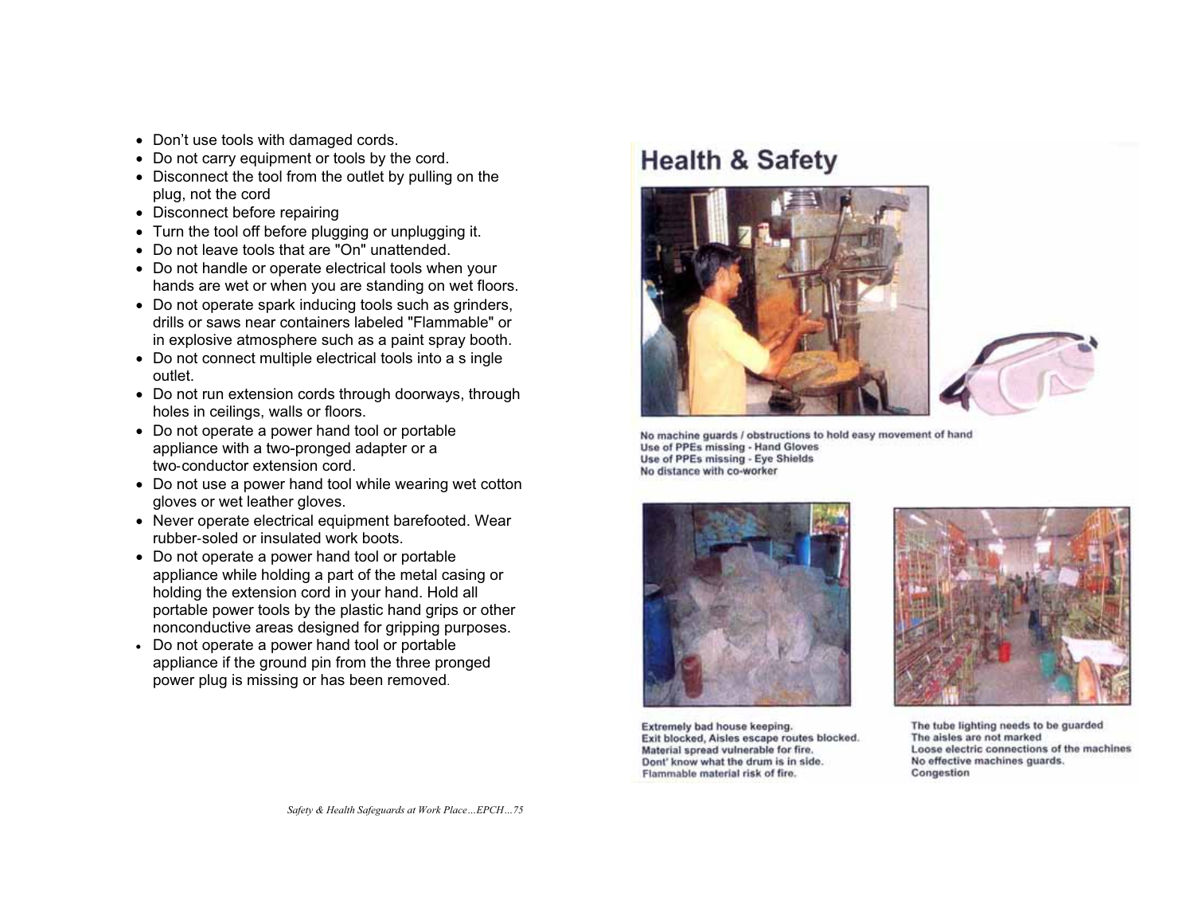- Don't use tools with damaged cords.
- Do not carry equipment or tools by the cord.
- Disconnect the tool from the outlet by pulling on the plug, not the cord
- Disconnect before repairing
- Turn the tool off before plugging or unplugging it.
- Do not leave tools that are "On" unattended.
- Do not handle or operate electrical tools when your hands are wet or when you are standing on wet floors.
- Do not operate spark inducing tools such as grinders, drills or saws near containers labeled "Flammable" or in explosive atmosphere such as a paint spray booth.
- Do not connect multiple electrical tools into a s ingle outlet.
- Do not run extension cords through doorways, through holes in ceilings, walls or floors.
- Do not operate a power hand tool or portable appliance with a two-pronged adapter or a two-conductor extension cord.
- Do not use a power hand tool while wearing wet cotton gloves or wet leather gloves.
- Never operate electrical equipment barefooted. Wear rubber-soled or insulated work boots.
- Do not operate a power hand tool or portable appliance while holding a part of the metal casing or holding the extension cord in your hand. Hold all portable power tools by the plastic hand grips or other nonconductive areas designed for gripping purposes.
- Do not operate a power hand tool or portable appliance if the ground pin from the three pronged power plug is missing or has been removed.

# Health & Safety

No machine guards / obstructions to hold easy movement of hand
Use of PPEs missing - Hand Gloves
Use of PPEs missing - Eye Shields
No distance with co-worker

Extremely bad house keeping.
Exit blocked, Aisles escape routes blocked.
Material spread vulnerable for fire.
Dont' know what the drum is in side.
Flammable material risk of fire.

The tube lighting needs to be guarded
The aisles are not marked
Loose electric connections of the machines
No effective machines guards.
Congestion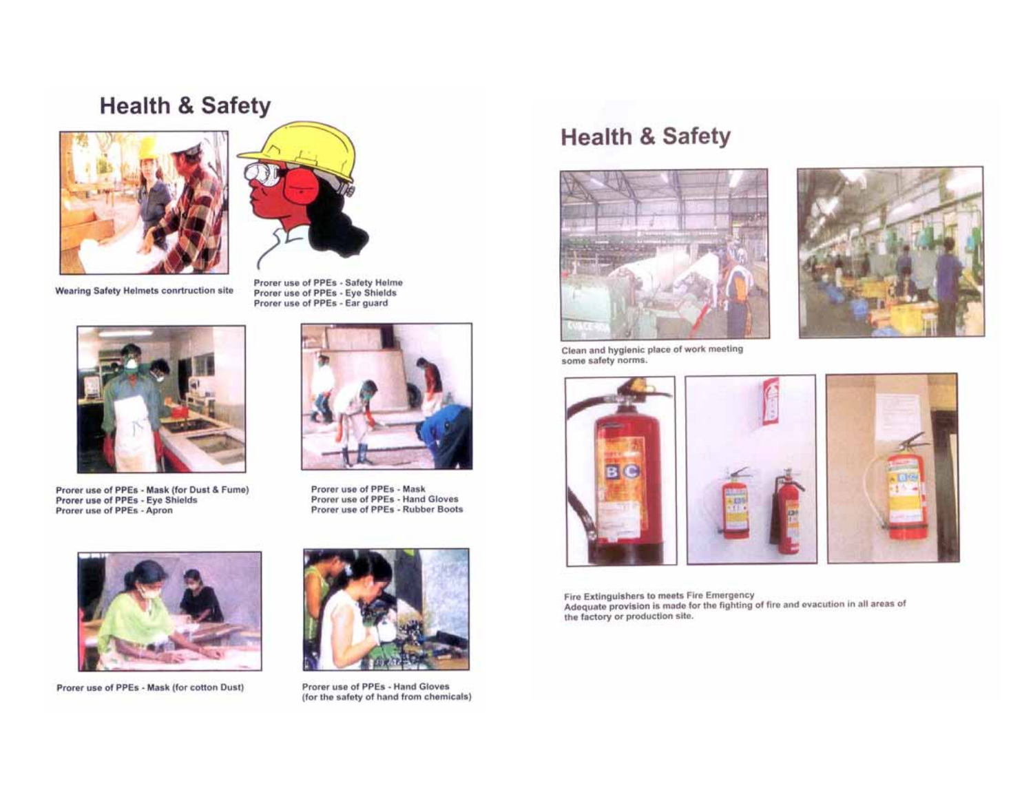# Health & Safety

Wearing Safety Helmets conrtruction site

Prorer use of PPEs - Safety Helme
Prorer use of PPEs - Eye Shields
Prorer use of PPEs - Ear guard

Prorer use of PPEs - Mask (for Dust & Fume)
Prorer use of PPEs - Eye Shields
Prorer use of PPEs - Apron

Prorer use of PPEs - Mask
Prorer use of PPEs - Hand Gloves
Prorer use of PPEs - Rubber Boots

Prorer use of PPEs - Mask (for cotton Dust)

Prorer use of PPEs - Hand Gloves (for the safety of hand from chemicals)

# Health & Safety

Clean and hygienic place of work meeting some safety norms.

Fire Extinguishers to meets Fire Emergency
Adequate provision is made for the fighting of fire and evacution in all areas of the factory or production site.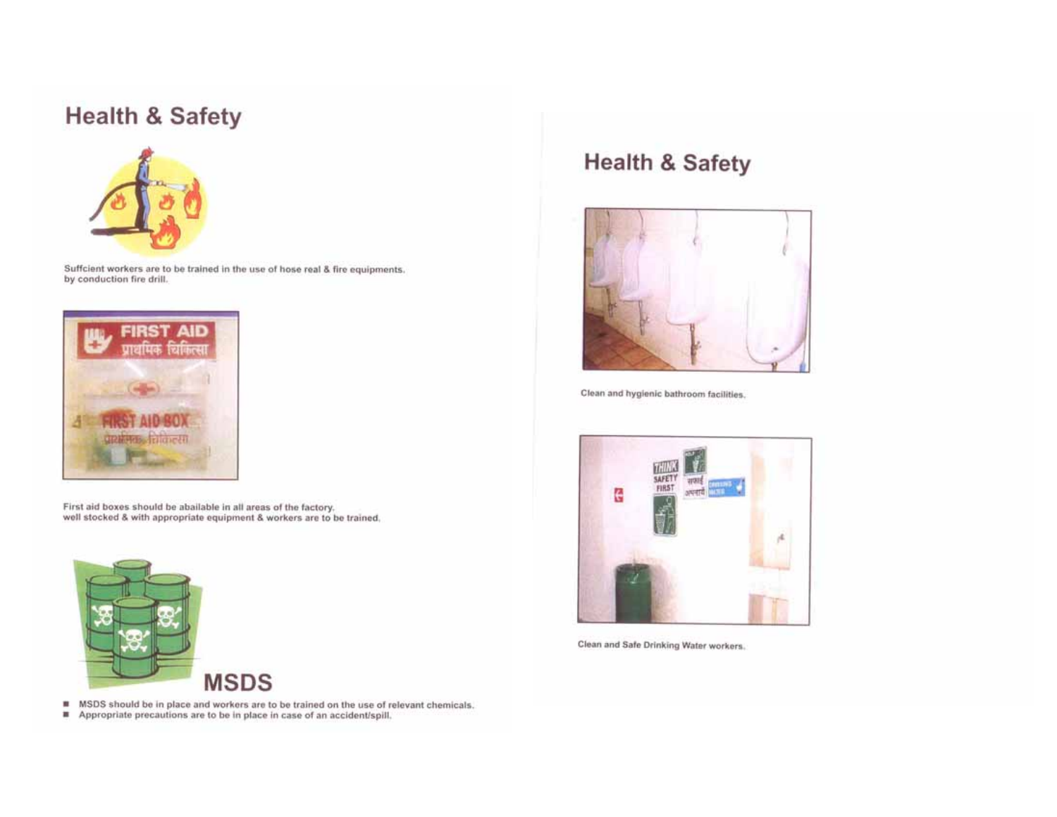# Health & Safety

Suffcient workers are to be trained in the use of hose real & fire equipments. by conduction fire drill.

First aid boxes should be abailable in all areas of the factory. well stocked & with appropriate equipment & workers are to be trained.

## MSDS

- MSDS should be in place and workers are to be trained on the use of relevant chemicals.
- Appropriate precautions are to be in place in case of an accident/spill.

# Health & Safety

Clean and hygienic bathroom facilities.

Clean and Safe Drinking Water workers.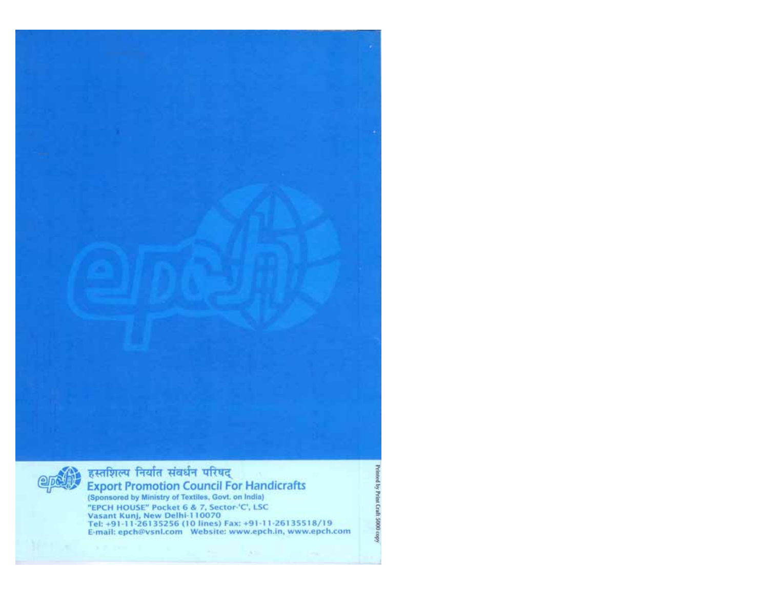हस्तशिल्प निर्यात संवर्धन परिषद्

**Export Promotion Council For Handicrafts**

(Sponsored by Ministry of Textiles, Govt. on India)

"EPCH HOUSE" Pocket 6 & 7, Sector-'C', LSC
Vasant Kunj, New Delhi-110070
Tel: +91-11-26135256 (10 lines) Fax: +91-11-26135518/19
E-mail: epch@vsnl.com Website: www.epch.in, www.epch.com

Printed by Print Craft 5000 copy